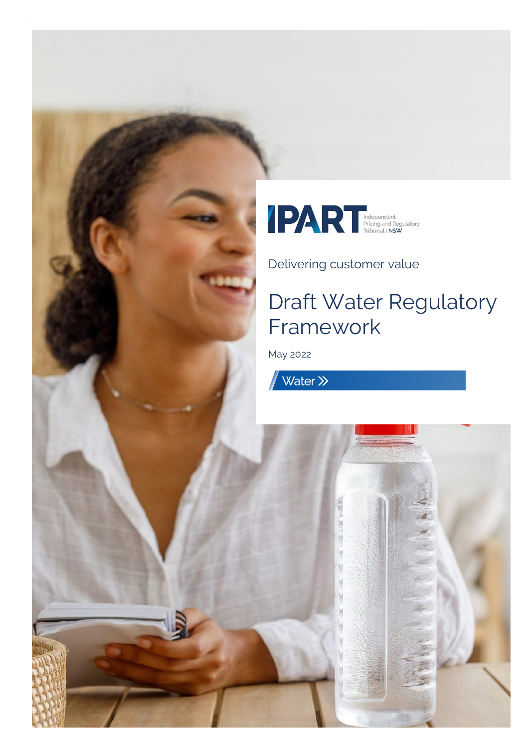IPART Independent Pricing and Regulatory Tribunal | NSW

Delivering customer value

# Draft Water Regulatory Framework

May 2022

Water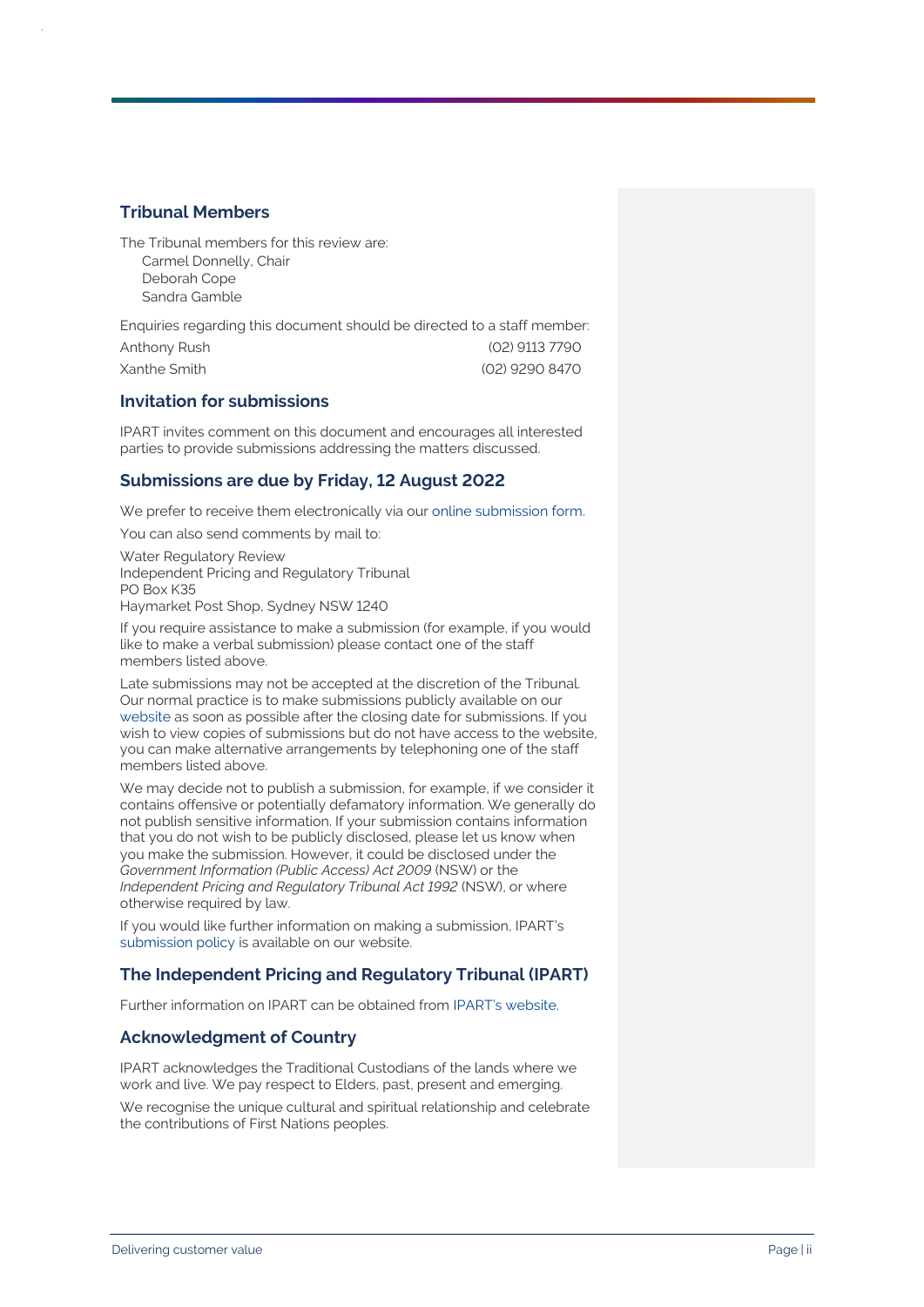## Tribunal Members

The Tribunal members for this review are:
Carmel Donnelly, Chair
Deborah Cope
Sandra Gamble

Enquiries regarding this document should be directed to a staff member:

| | |
|---|---|
| Anthony Rush | (02) 9113 7790 |
| Xanthe Smith | (02) 9290 8470 |

## Invitation for submissions

IPART invites comment on this document and encourages all interested parties to provide submissions addressing the matters discussed.

## Submissions are due by Friday, 12 August 2022

We prefer to receive them electronically via our online submission form.

You can also send comments by mail to:

Water Regulatory Review
Independent Pricing and Regulatory Tribunal
PO Box K35
Haymarket Post Shop, Sydney NSW 1240

If you require assistance to make a submission (for example, if you would like to make a verbal submission) please contact one of the staff members listed above.

Late submissions may not be accepted at the discretion of the Tribunal. Our normal practice is to make submissions publicly available on our website as soon as possible after the closing date for submissions. If you wish to view copies of submissions but do not have access to the website, you can make alternative arrangements by telephoning one of the staff members listed above.

We may decide not to publish a submission, for example, if we consider it contains offensive or potentially defamatory information. We generally do not publish sensitive information. If your submission contains information that you do not wish to be publicly disclosed, please let us know when you make the submission. However, it could be disclosed under the *Government Information (Public Access) Act 2009* (NSW) or the *Independent Pricing and Regulatory Tribunal Act 1992* (NSW), or where otherwise required by law.

If you would like further information on making a submission, IPART's submission policy is available on our website.

## The Independent Pricing and Regulatory Tribunal (IPART)

Further information on IPART can be obtained from IPART's website.

## Acknowledgment of Country

IPART acknowledges the Traditional Custodians of the lands where we work and live. We pay respect to Elders, past, present and emerging.

We recognise the unique cultural and spiritual relationship and celebrate the contributions of First Nations peoples.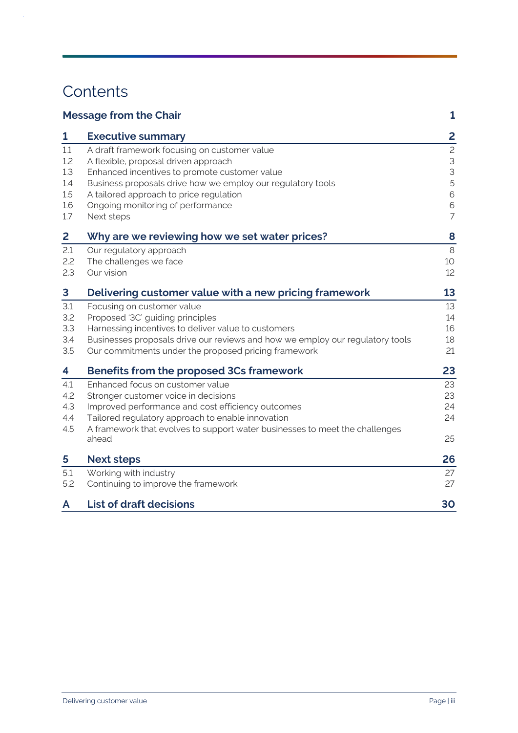# Contents

| | | |
|---|---|---|
| **Message from the Chair** | | **1** |
| **1** | **Executive summary** | **2** |
| 1.1 | A draft framework focusing on customer value | 2 |
| 1.2 | A flexible, proposal driven approach | 3 |
| 1.3 | Enhanced incentives to promote customer value | 3 |
| 1.4 | Business proposals drive how we employ our regulatory tools | 5 |
| 1.5 | A tailored approach to price regulation | 6 |
| 1.6 | Ongoing monitoring of performance | 6 |
| 1.7 | Next steps | 7 |
| **2** | **Why are we reviewing how we set water prices?** | **8** |
| 2.1 | Our regulatory approach | 8 |
| 2.2 | The challenges we face | 10 |
| 2.3 | Our vision | 12 |
| **3** | **Delivering customer value with a new pricing framework** | **13** |
| 3.1 | Focusing on customer value | 13 |
| 3.2 | Proposed '3C' guiding principles | 14 |
| 3.3 | Harnessing incentives to deliver value to customers | 16 |
| 3.4 | Businesses proposals drive our reviews and how we employ our regulatory tools | 18 |
| 3.5 | Our commitments under the proposed pricing framework | 21 |
| **4** | **Benefits from the proposed 3Cs framework** | **23** |
| 4.1 | Enhanced focus on customer value | 23 |
| 4.2 | Stronger customer voice in decisions | 23 |
| 4.3 | Improved performance and cost efficiency outcomes | 24 |
| 4.4 | Tailored regulatory approach to enable innovation | 24 |
| 4.5 | A framework that evolves to support water businesses to meet the challenges ahead | 25 |
| **5** | **Next steps** | **26** |
| 5.1 | Working with industry | 27 |
| 5.2 | Continuing to improve the framework | 27 |
| **A** | **List of draft decisions** | **30** |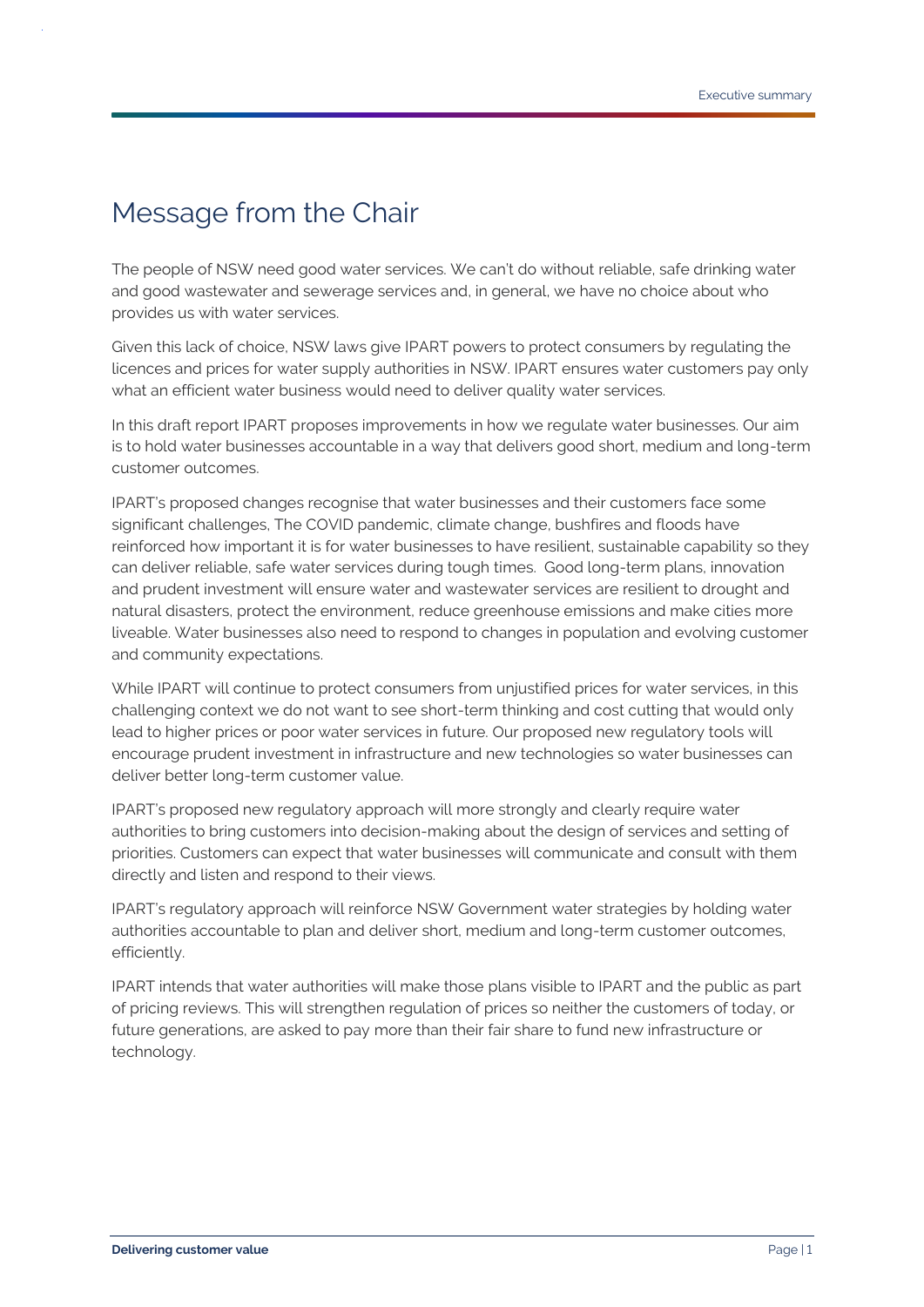# Message from the Chair

The people of NSW need good water services. We can't do without reliable, safe drinking water and good wastewater and sewerage services and, in general, we have no choice about who provides us with water services.

Given this lack of choice, NSW laws give IPART powers to protect consumers by regulating the licences and prices for water supply authorities in NSW. IPART ensures water customers pay only what an efficient water business would need to deliver quality water services.

In this draft report IPART proposes improvements in how we regulate water businesses. Our aim is to hold water businesses accountable in a way that delivers good short, medium and long-term customer outcomes.

IPART's proposed changes recognise that water businesses and their customers face some significant challenges, The COVID pandemic, climate change, bushfires and floods have reinforced how important it is for water businesses to have resilient, sustainable capability so they can deliver reliable, safe water services during tough times. Good long-term plans, innovation and prudent investment will ensure water and wastewater services are resilient to drought and natural disasters, protect the environment, reduce greenhouse emissions and make cities more liveable. Water businesses also need to respond to changes in population and evolving customer and community expectations.

While IPART will continue to protect consumers from unjustified prices for water services, in this challenging context we do not want to see short-term thinking and cost cutting that would only lead to higher prices or poor water services in future. Our proposed new regulatory tools will encourage prudent investment in infrastructure and new technologies so water businesses can deliver better long-term customer value.

IPART's proposed new regulatory approach will more strongly and clearly require water authorities to bring customers into decision-making about the design of services and setting of priorities. Customers can expect that water businesses will communicate and consult with them directly and listen and respond to their views.

IPART's regulatory approach will reinforce NSW Government water strategies by holding water authorities accountable to plan and deliver short, medium and long-term customer outcomes, efficiently.

IPART intends that water authorities will make those plans visible to IPART and the public as part of pricing reviews. This will strengthen regulation of prices so neither the customers of today, or future generations, are asked to pay more than their fair share to fund new infrastructure or technology.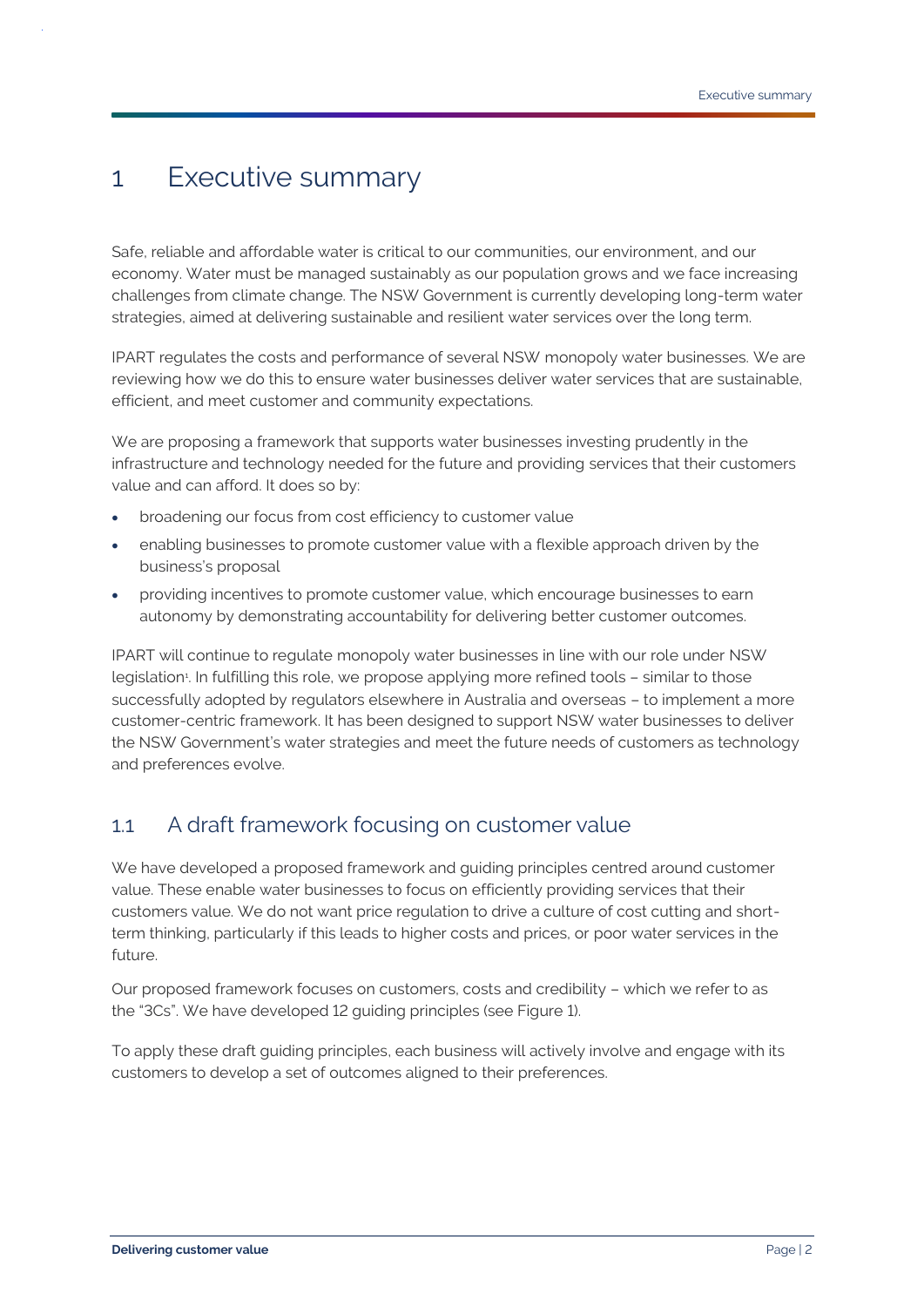# 1 Executive summary

Safe, reliable and affordable water is critical to our communities, our environment, and our economy. Water must be managed sustainably as our population grows and we face increasing challenges from climate change. The NSW Government is currently developing long-term water strategies, aimed at delivering sustainable and resilient water services over the long term.

IPART regulates the costs and performance of several NSW monopoly water businesses. We are reviewing how we do this to ensure water businesses deliver water services that are sustainable, efficient, and meet customer and community expectations.

We are proposing a framework that supports water businesses investing prudently in the infrastructure and technology needed for the future and providing services that their customers value and can afford. It does so by:

- broadening our focus from cost efficiency to customer value
- enabling businesses to promote customer value with a flexible approach driven by the business's proposal
- providing incentives to promote customer value, which encourage businesses to earn autonomy by demonstrating accountability for delivering better customer outcomes.

IPART will continue to regulate monopoly water businesses in line with our role under NSW legislation[1]. In fulfilling this role, we propose applying more refined tools – similar to those successfully adopted by regulators elsewhere in Australia and overseas – to implement a more customer-centric framework. It has been designed to support NSW water businesses to deliver the NSW Government's water strategies and meet the future needs of customers as technology and preferences evolve.

## 1.1 A draft framework focusing on customer value

We have developed a proposed framework and guiding principles centred around customer value. These enable water businesses to focus on efficiently providing services that their customers value. We do not want price regulation to drive a culture of cost cutting and short-term thinking, particularly if this leads to higher costs and prices, or poor water services in the future.

Our proposed framework focuses on customers, costs and credibility – which we refer to as the "3Cs". We have developed 12 guiding principles (see Figure 1).

To apply these draft guiding principles, each business will actively involve and engage with its customers to develop a set of outcomes aligned to their preferences.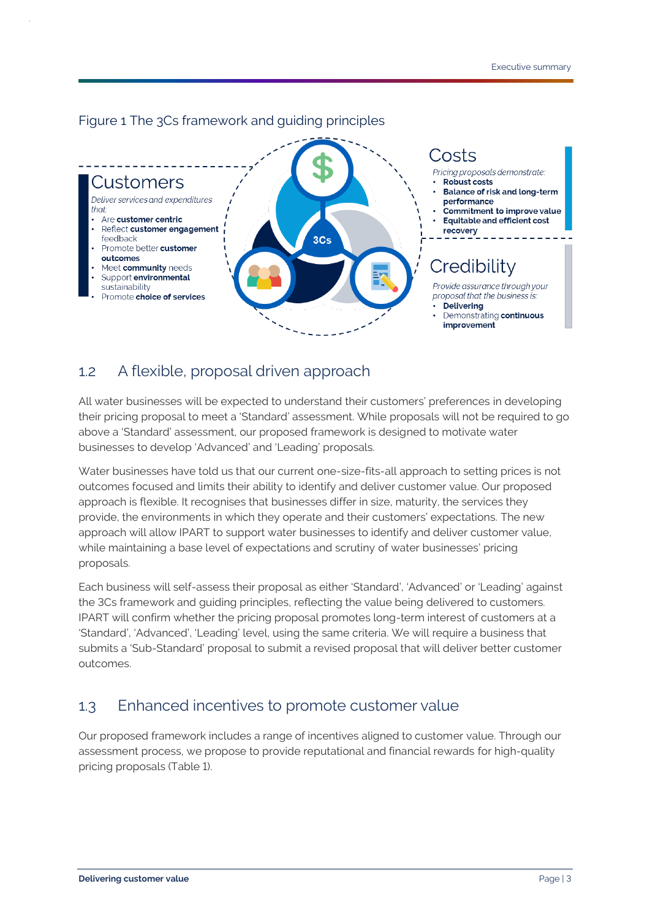Figure 1 The 3Cs framework and guiding principles

**Customers**

*Deliver services and expenditures that:*

- Are **customer centric**
- Reflect **customer engagement** feedback
- Promote better **customer outcomes**
- Meet **community** needs
- Support **environmental** sustainability
- Promote **choice of services**

**Costs**

*Pricing proposals demonstrate:*

- **Robust costs**
- **Balance of risk and long-term performance**
- **Commitment to improve value**
- **Equitable and efficient cost recovery**

**Credibility**

*Provide assurance through your proposal that the business is:*

- **Delivering**
- Demonstrating **continuous improvement**

## 1.2 A flexible, proposal driven approach

All water businesses will be expected to understand their customers' preferences in developing their pricing proposal to meet a 'Standard' assessment. While proposals will not be required to go above a 'Standard' assessment, our proposed framework is designed to motivate water businesses to develop 'Advanced' and 'Leading' proposals.

Water businesses have told us that our current one-size-fits-all approach to setting prices is not outcomes focused and limits their ability to identify and deliver customer value. Our proposed approach is flexible. It recognises that businesses differ in size, maturity, the services they provide, the environments in which they operate and their customers' expectations. The new approach will allow IPART to support water businesses to identify and deliver customer value, while maintaining a base level of expectations and scrutiny of water businesses' pricing proposals.

Each business will self-assess their proposal as either 'Standard', 'Advanced' or 'Leading' against the 3Cs framework and guiding principles, reflecting the value being delivered to customers. IPART will confirm whether the pricing proposal promotes long-term interest of customers at a 'Standard', 'Advanced', 'Leading' level, using the same criteria. We will require a business that submits a 'Sub-Standard' proposal to submit a revised proposal that will deliver better customer outcomes.

## 1.3 Enhanced incentives to promote customer value

Our proposed framework includes a range of incentives aligned to customer value. Through our assessment process, we propose to provide reputational and financial rewards for high-quality pricing proposals (Table 1).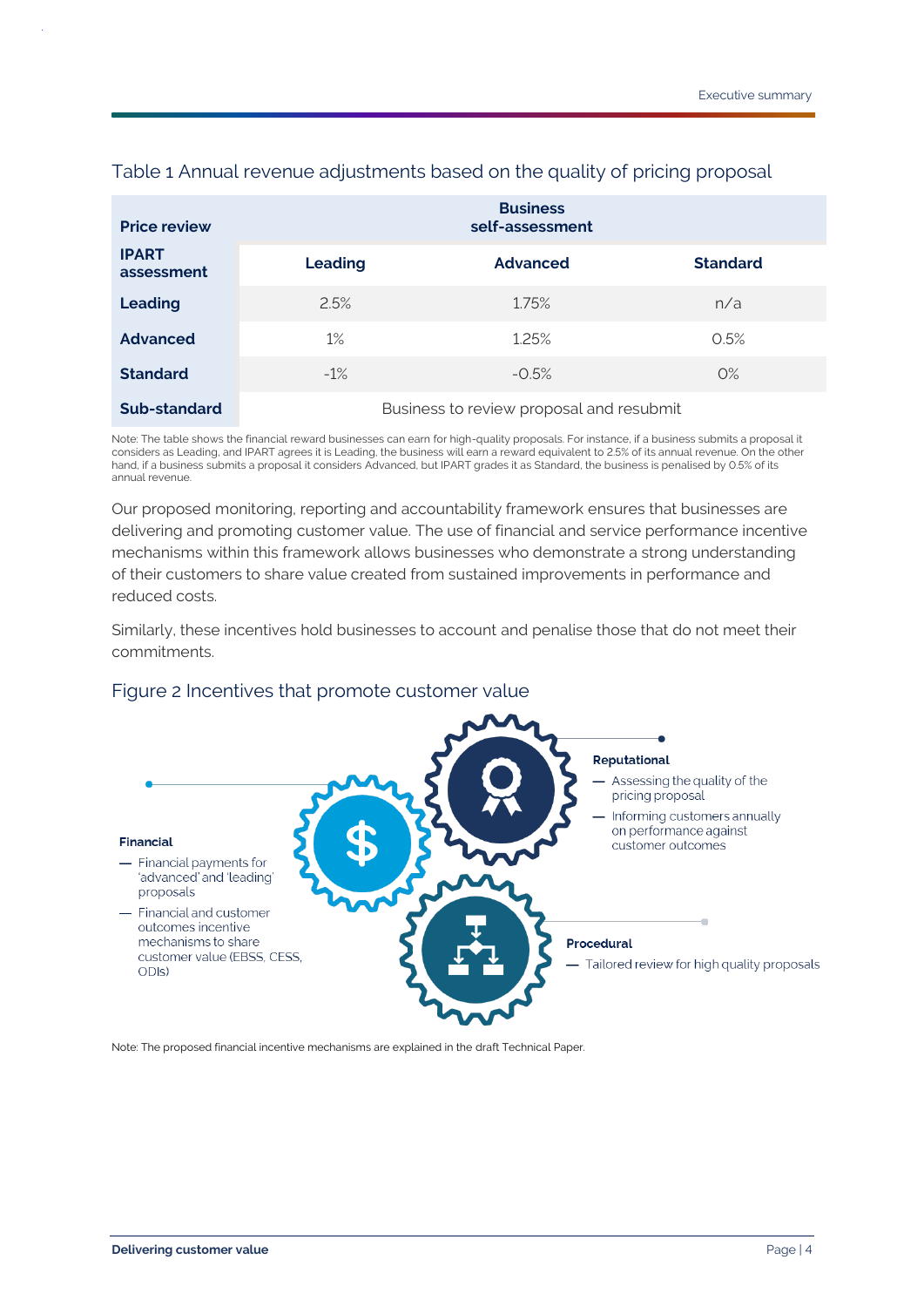### Table 1 Annual revenue adjustments based on the quality of pricing proposal

| Price review | Business self-assessment | | |
|---|---|---|---|
| **IPART assessment** | **Leading** | **Advanced** | **Standard** |
| **Leading** | 2.5% | 1.75% | n/a |
| **Advanced** | 1% | 1.25% | 0.5% |
| **Standard** | -1% | -0.5% | 0% |
| **Sub-standard** | Business to review proposal and resubmit | | |

Note: The table shows the financial reward businesses can earn for high-quality proposals. For instance, if a business submits a proposal it considers as Leading, and IPART agrees it is Leading, the business will earn a reward equivalent to 2.5% of its annual revenue. On the other hand, if a business submits a proposal it considers Advanced, but IPART grades it as Standard, the business is penalised by 0.5% of its annual revenue.

Our proposed monitoring, reporting and accountability framework ensures that businesses are delivering and promoting customer value. The use of financial and service performance incentive mechanisms within this framework allows businesses who demonstrate a strong understanding of their customers to share value created from sustained improvements in performance and reduced costs.

Similarly, these incentives hold businesses to account and penalise those that do not meet their commitments.

### Figure 2 Incentives that promote customer value

**Financial**

- Financial payments for 'advanced' and 'leading' proposals
- Financial and customer outcomes incentive mechanisms to share customer value (EBSS, CESS, ODIs)

**Reputational**

- Assessing the quality of the pricing proposal
- Informing customers annually on performance against customer outcomes

**Procedural**

- Tailored review for high quality proposals

Note: The proposed financial incentive mechanisms are explained in the draft Technical Paper.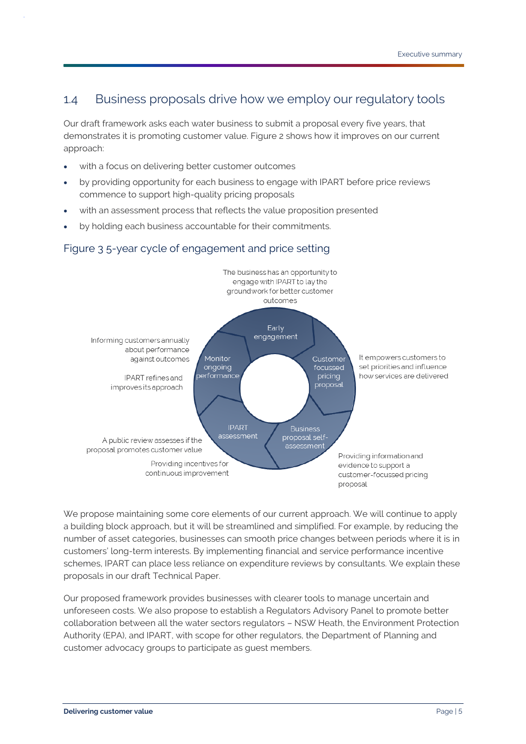## 1.4 Business proposals drive how we employ our regulatory tools

Our draft framework asks each water business to submit a proposal every five years, that demonstrates it is promoting customer value. Figure 2 shows how it improves on our current approach:

- with a focus on delivering better customer outcomes
- by providing opportunity for each business to engage with IPART before price reviews commence to support high-quality pricing proposals
- with an assessment process that reflects the value proposition presented
- by holding each business accountable for their commitments.

### Figure 3 5-year cycle of engagement and price setting

- **Early engagement**: The business has an opportunity to engage with IPART to lay the groundwork for better customer outcomes
- **Customer focussed pricing proposal**: It empowers customers to set priorities and influence how services are delivered
- **Business proposal self-assessment**: Providing information and evidence to support a customer-focussed pricing proposal
- **IPART assessment**: A public review assesses if the proposal promotes customer value. Providing incentives for continuous improvement
- **Monitor ongoing performance**: Informing customers annually about performance against outcomes. IPART refines and improves its approach

We propose maintaining some core elements of our current approach. We will continue to apply a building block approach, but it will be streamlined and simplified. For example, by reducing the number of asset categories, businesses can smooth price changes between periods where it is in customers' long-term interests. By implementing financial and service performance incentive schemes, IPART can place less reliance on expenditure reviews by consultants. We explain these proposals in our draft Technical Paper.

Our proposed framework provides businesses with clearer tools to manage uncertain and unforeseen costs. We also propose to establish a Regulators Advisory Panel to promote better collaboration between all the water sectors regulators – NSW Heath, the Environment Protection Authority (EPA), and IPART, with scope for other regulators, the Department of Planning and customer advocacy groups to participate as guest members.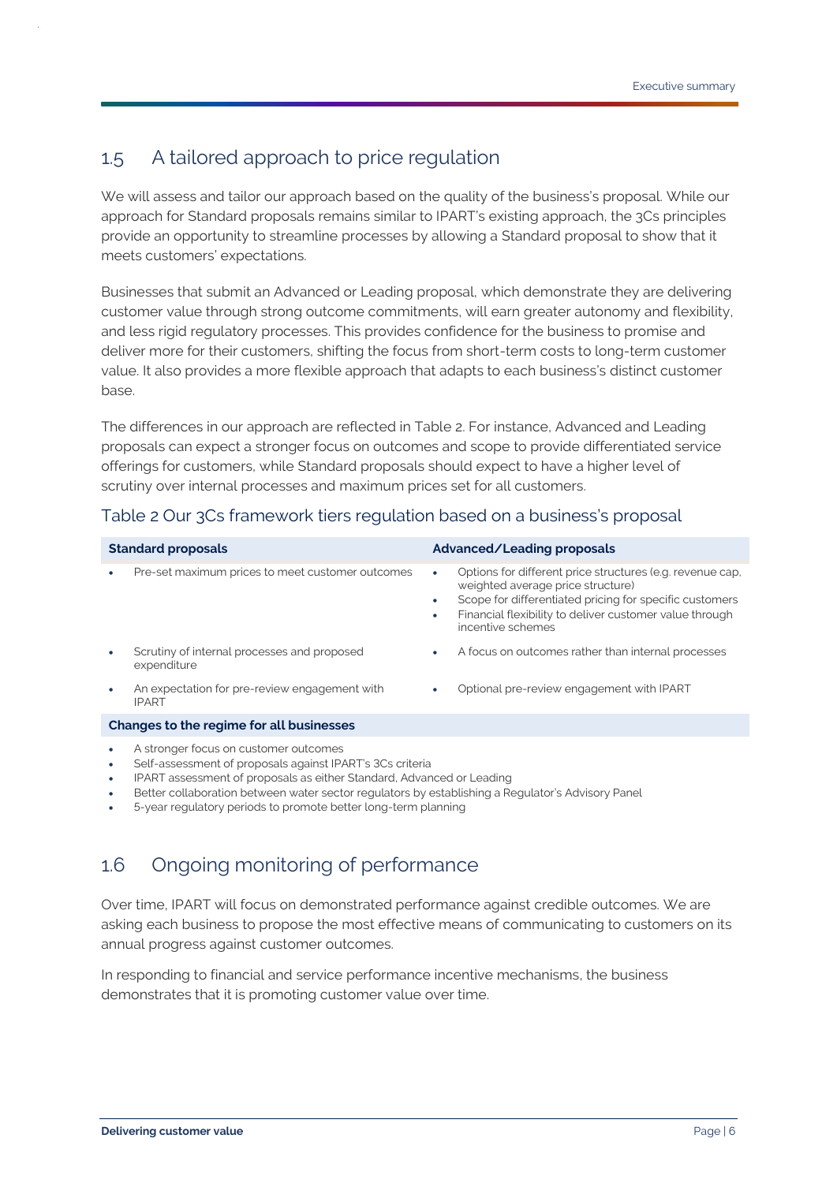## 1.5 A tailored approach to price regulation

We will assess and tailor our approach based on the quality of the business's proposal. While our approach for Standard proposals remains similar to IPART's existing approach, the 3Cs principles provide an opportunity to streamline processes by allowing a Standard proposal to show that it meets customers' expectations.

Businesses that submit an Advanced or Leading proposal, which demonstrate they are delivering customer value through strong outcome commitments, will earn greater autonomy and flexibility, and less rigid regulatory processes. This provides confidence for the business to promise and deliver more for their customers, shifting the focus from short-term costs to long-term customer value. It also provides a more flexible approach that adapts to each business's distinct customer base.

The differences in our approach are reflected in Table 2. For instance, Advanced and Leading proposals can expect a stronger focus on outcomes and scope to provide differentiated service offerings for customers, while Standard proposals should expect to have a higher level of scrutiny over internal processes and maximum prices set for all customers.

### Table 2 Our 3Cs framework tiers regulation based on a business's proposal

| Standard proposals | Advanced/Leading proposals |
|---|---|
| • Pre-set maximum prices to meet customer outcomes | • Options for different price structures (e.g. revenue cap, weighted average price structure)<br>• Scope for differentiated pricing for specific customers<br>• Financial flexibility to deliver customer value through incentive schemes |
| • Scrutiny of internal processes and proposed expenditure | • A focus on outcomes rather than internal processes |
| • An expectation for pre-review engagement with IPART | • Optional pre-review engagement with IPART |
| **Changes to the regime for all businesses** | |
| • A stronger focus on customer outcomes<br>• Self-assessment of proposals against IPART's 3Cs criteria<br>• IPART assessment of proposals as either Standard, Advanced or Leading<br>• Better collaboration between water sector regulators by establishing a Regulator's Advisory Panel<br>• 5-year regulatory periods to promote better long-term planning | |

## 1.6 Ongoing monitoring of performance

Over time, IPART will focus on demonstrated performance against credible outcomes. We are asking each business to propose the most effective means of communicating to customers on its annual progress against customer outcomes.

In responding to financial and service performance incentive mechanisms, the business demonstrates that it is promoting customer value over time.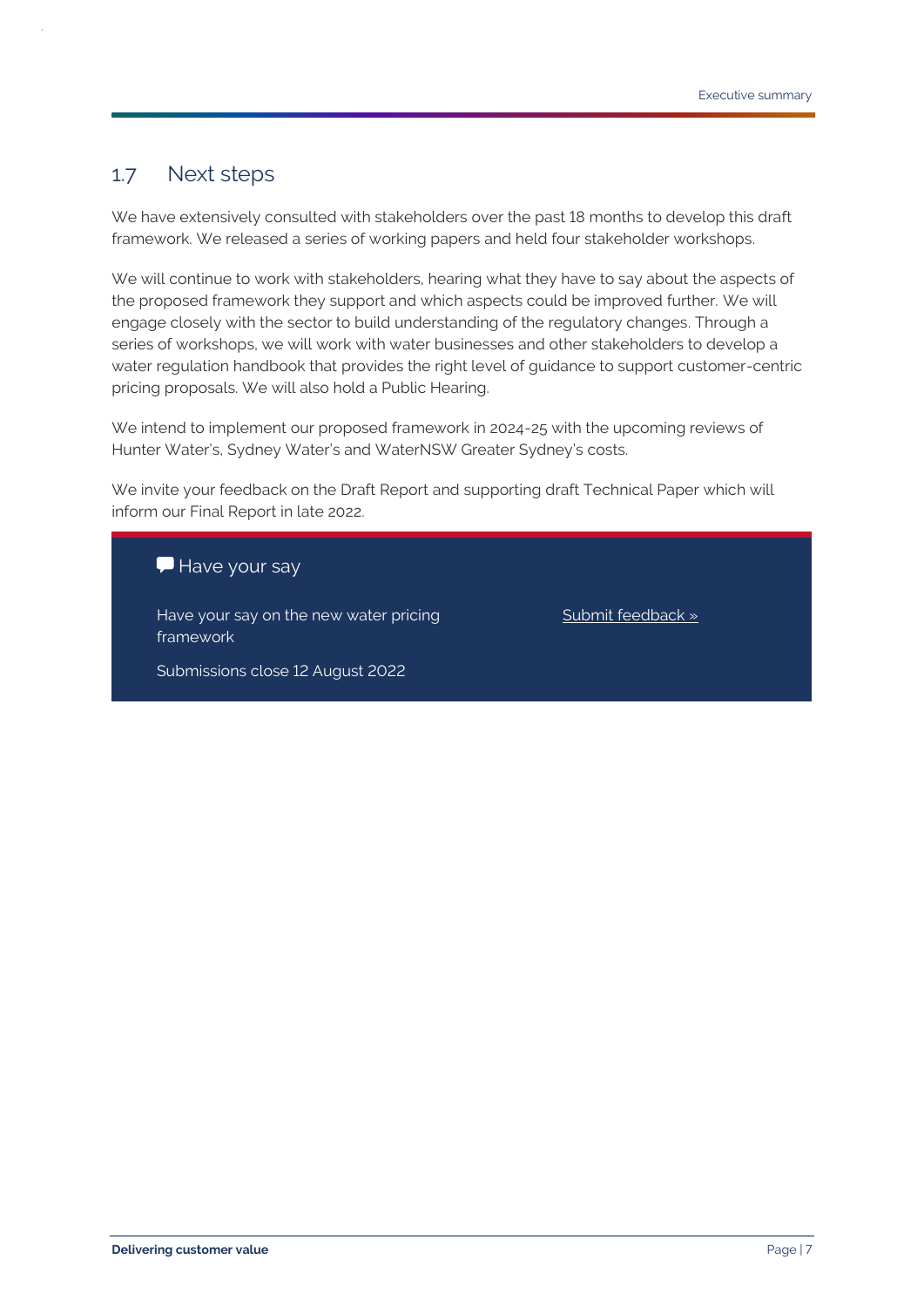## 1.7 Next steps

We have extensively consulted with stakeholders over the past 18 months to develop this draft framework. We released a series of working papers and held four stakeholder workshops.

We will continue to work with stakeholders, hearing what they have to say about the aspects of the proposed framework they support and which aspects could be improved further. We will engage closely with the sector to build understanding of the regulatory changes. Through a series of workshops, we will work with water businesses and other stakeholders to develop a water regulation handbook that provides the right level of guidance to support customer-centric pricing proposals. We will also hold a Public Hearing.

We intend to implement our proposed framework in 2024-25 with the upcoming reviews of Hunter Water's, Sydney Water's and WaterNSW Greater Sydney's costs.

We invite your feedback on the Draft Report and supporting draft Technical Paper which will inform our Final Report in late 2022.

### Have your say

Have your say on the new water pricing framework

Submissions close 12 August 2022

Submit feedback »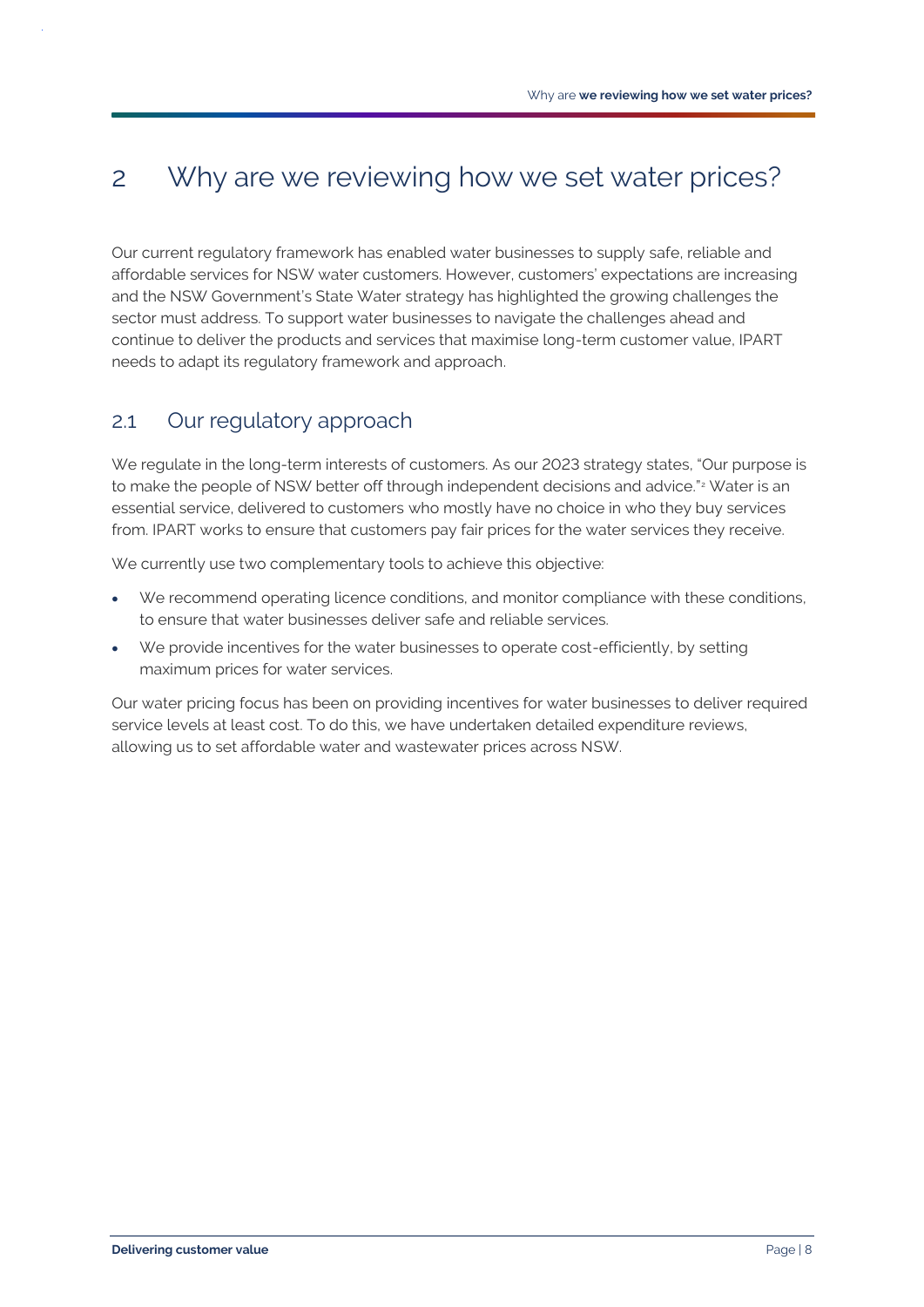# 2 Why are we reviewing how we set water prices?

Our current regulatory framework has enabled water businesses to supply safe, reliable and affordable services for NSW water customers. However, customers' expectations are increasing and the NSW Government's State Water strategy has highlighted the growing challenges the sector must address. To support water businesses to navigate the challenges ahead and continue to deliver the products and services that maximise long-term customer value, IPART needs to adapt its regulatory framework and approach.

## 2.1 Our regulatory approach

We regulate in the long-term interests of customers. As our 2023 strategy states, "Our purpose is to make the people of NSW better off through independent decisions and advice."[2] Water is an essential service, delivered to customers who mostly have no choice in who they buy services from. IPART works to ensure that customers pay fair prices for the water services they receive.

We currently use two complementary tools to achieve this objective:

- We recommend operating licence conditions, and monitor compliance with these conditions, to ensure that water businesses deliver safe and reliable services.
- We provide incentives for the water businesses to operate cost-efficiently, by setting maximum prices for water services.

Our water pricing focus has been on providing incentives for water businesses to deliver required service levels at least cost. To do this, we have undertaken detailed expenditure reviews, allowing us to set affordable water and wastewater prices across NSW.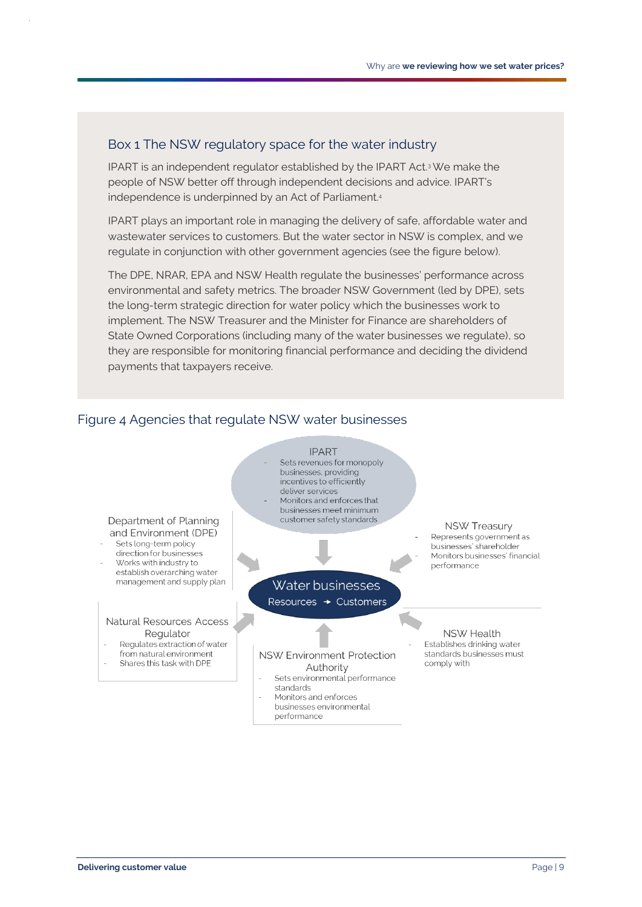### Box 1 The NSW regulatory space for the water industry

IPART is an independent regulator established by the IPART Act.[3] We make the people of NSW better off through independent decisions and advice. IPART's independence is underpinned by an Act of Parliament.[4]

IPART plays an important role in managing the delivery of safe, affordable water and wastewater services to customers. But the water sector in NSW is complex, and we regulate in conjunction with other government agencies (see the figure below).

The DPE, NRAR, EPA and NSW Health regulate the businesses' performance across environmental and safety metrics. The broader NSW Government (led by DPE), sets the long-term strategic direction for water policy which the businesses work to implement. The NSW Treasurer and the Minister for Finance are shareholders of State Owned Corporations (including many of the water businesses we regulate), so they are responsible for monitoring financial performance and deciding the dividend payments that taxpayers receive.

### Figure 4 Agencies that regulate NSW water businesses

**IPART**
- Sets revenues for monopoly businesses, providing incentives to efficiently deliver services
- Monitors and enforces that businesses meet minimum customer safety standards

**Department of Planning and Environment (DPE)**
- Sets long-term policy direction for businesses
- Works with industry to establish overarching water management and supply plan

**NSW Treasury**
- Represents government as businesses' shareholder
- Monitors businesses' financial performance

**Water businesses**
Resources → Customers

**Natural Resources Access Regulator**
- Regulates extraction of water from natural environment
- Shares this task with DPE

**NSW Environment Protection Authority**
- Sets environmental performance standards
- Monitors and enforces businesses environmental performance

**NSW Health**
- Establishes drinking water standards businesses must comply with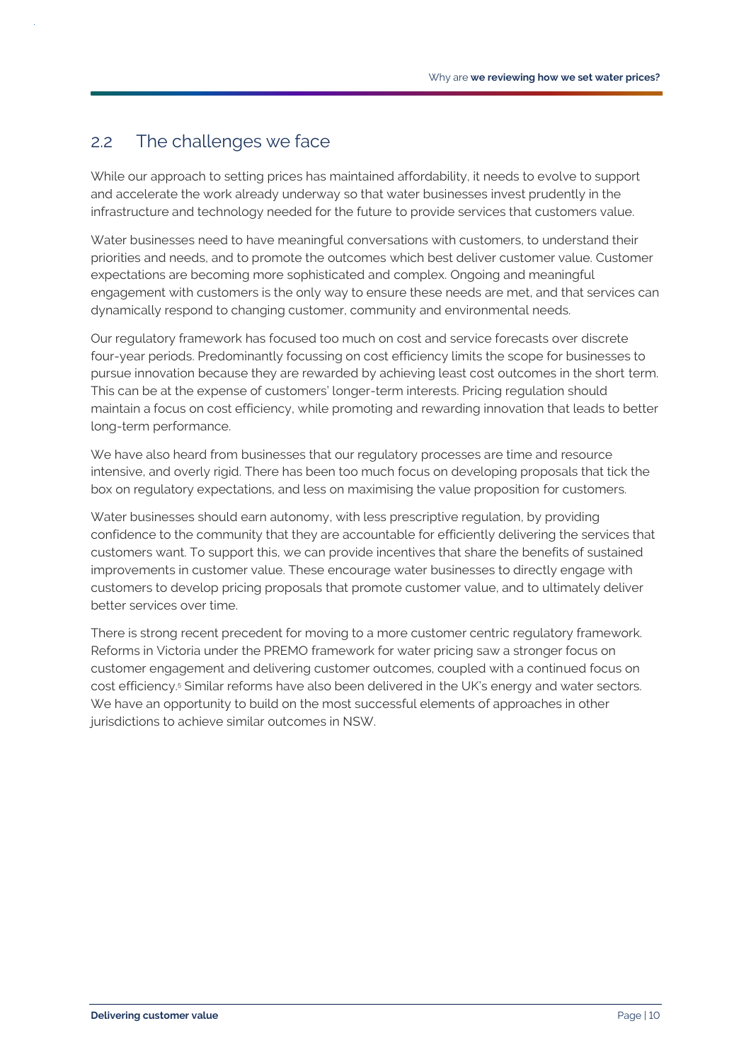## 2.2 The challenges we face

While our approach to setting prices has maintained affordability, it needs to evolve to support and accelerate the work already underway so that water businesses invest prudently in the infrastructure and technology needed for the future to provide services that customers value.

Water businesses need to have meaningful conversations with customers, to understand their priorities and needs, and to promote the outcomes which best deliver customer value. Customer expectations are becoming more sophisticated and complex. Ongoing and meaningful engagement with customers is the only way to ensure these needs are met, and that services can dynamically respond to changing customer, community and environmental needs.

Our regulatory framework has focused too much on cost and service forecasts over discrete four-year periods. Predominantly focussing on cost efficiency limits the scope for businesses to pursue innovation because they are rewarded by achieving least cost outcomes in the short term. This can be at the expense of customers' longer-term interests. Pricing regulation should maintain a focus on cost efficiency, while promoting and rewarding innovation that leads to better long-term performance.

We have also heard from businesses that our regulatory processes are time and resource intensive, and overly rigid. There has been too much focus on developing proposals that tick the box on regulatory expectations, and less on maximising the value proposition for customers.

Water businesses should earn autonomy, with less prescriptive regulation, by providing confidence to the community that they are accountable for efficiently delivering the services that customers want. To support this, we can provide incentives that share the benefits of sustained improvements in customer value. These encourage water businesses to directly engage with customers to develop pricing proposals that promote customer value, and to ultimately deliver better services over time.

There is strong recent precedent for moving to a more customer centric regulatory framework. Reforms in Victoria under the PREMO framework for water pricing saw a stronger focus on customer engagement and delivering customer outcomes, coupled with a continued focus on cost efficiency.[5] Similar reforms have also been delivered in the UK's energy and water sectors. We have an opportunity to build on the most successful elements of approaches in other jurisdictions to achieve similar outcomes in NSW.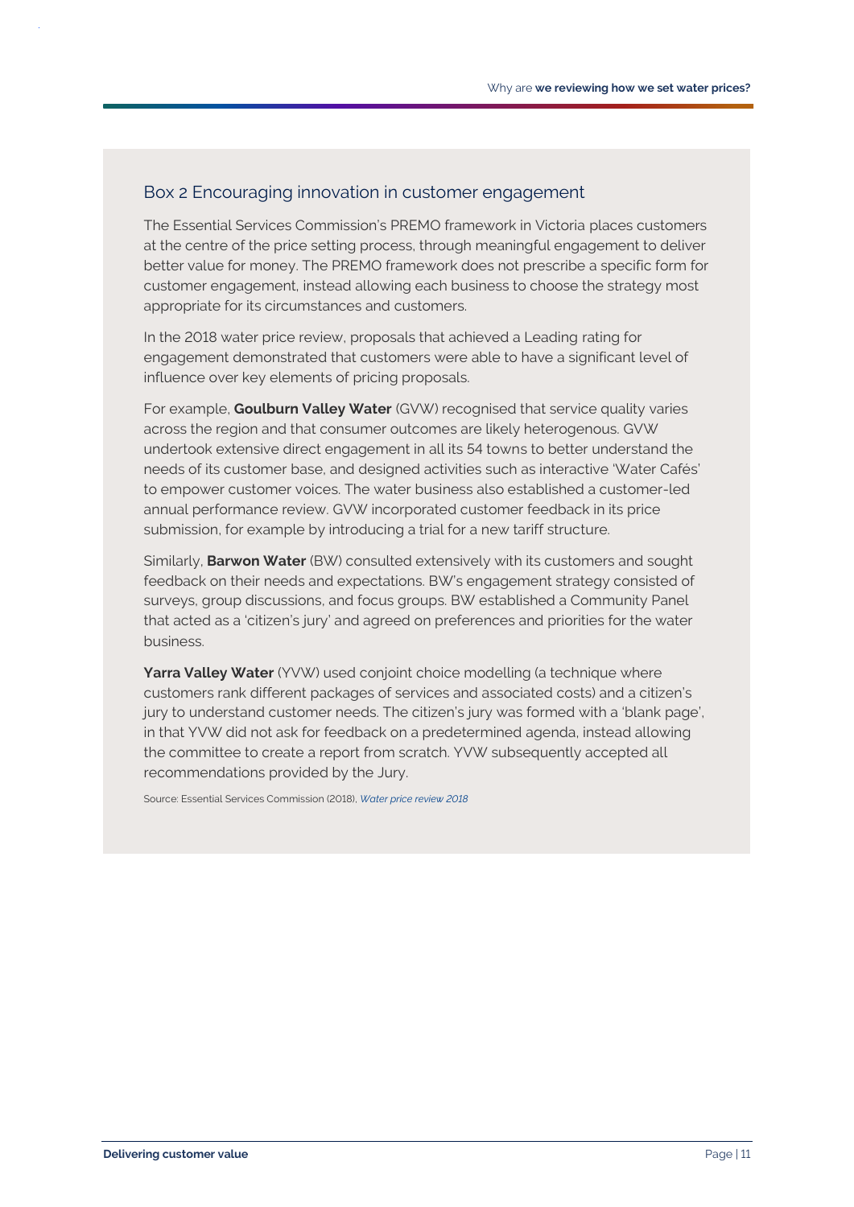### Box 2 Encouraging innovation in customer engagement

The Essential Services Commission's PREMO framework in Victoria places customers at the centre of the price setting process, through meaningful engagement to deliver better value for money. The PREMO framework does not prescribe a specific form for customer engagement, instead allowing each business to choose the strategy most appropriate for its circumstances and customers.

In the 2018 water price review, proposals that achieved a Leading rating for engagement demonstrated that customers were able to have a significant level of influence over key elements of pricing proposals.

For example, **Goulburn Valley Water** (GVW) recognised that service quality varies across the region and that consumer outcomes are likely heterogenous. GVW undertook extensive direct engagement in all its 54 towns to better understand the needs of its customer base, and designed activities such as interactive 'Water Cafés' to empower customer voices. The water business also established a customer-led annual performance review. GVW incorporated customer feedback in its price submission, for example by introducing a trial for a new tariff structure.

Similarly, **Barwon Water** (BW) consulted extensively with its customers and sought feedback on their needs and expectations. BW's engagement strategy consisted of surveys, group discussions, and focus groups. BW established a Community Panel that acted as a 'citizen's jury' and agreed on preferences and priorities for the water business.

**Yarra Valley Water** (YVW) used conjoint choice modelling (a technique where customers rank different packages of services and associated costs) and a citizen's jury to understand customer needs. The citizen's jury was formed with a 'blank page', in that YVW did not ask for feedback on a predetermined agenda, instead allowing the committee to create a report from scratch. YVW subsequently accepted all recommendations provided by the Jury.

Source: Essential Services Commission (2018), *Water price review 2018*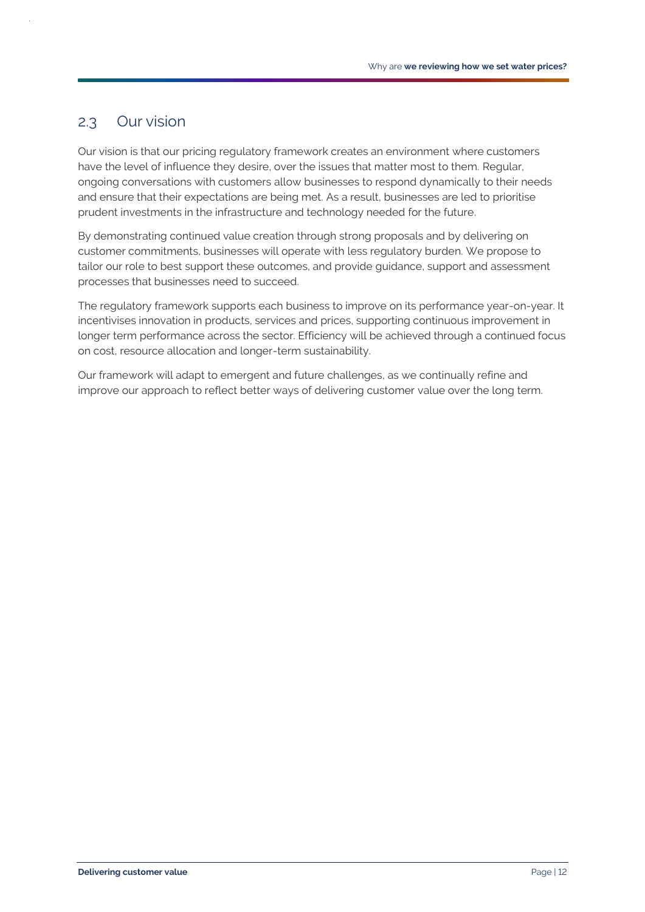## 2.3 Our vision

Our vision is that our pricing regulatory framework creates an environment where customers have the level of influence they desire, over the issues that matter most to them. Regular, ongoing conversations with customers allow businesses to respond dynamically to their needs and ensure that their expectations are being met. As a result, businesses are led to prioritise prudent investments in the infrastructure and technology needed for the future.

By demonstrating continued value creation through strong proposals and by delivering on customer commitments, businesses will operate with less regulatory burden. We propose to tailor our role to best support these outcomes, and provide guidance, support and assessment processes that businesses need to succeed.

The regulatory framework supports each business to improve on its performance year-on-year. It incentivises innovation in products, services and prices, supporting continuous improvement in longer term performance across the sector. Efficiency will be achieved through a continued focus on cost, resource allocation and longer-term sustainability.

Our framework will adapt to emergent and future challenges, as we continually refine and improve our approach to reflect better ways of delivering customer value over the long term.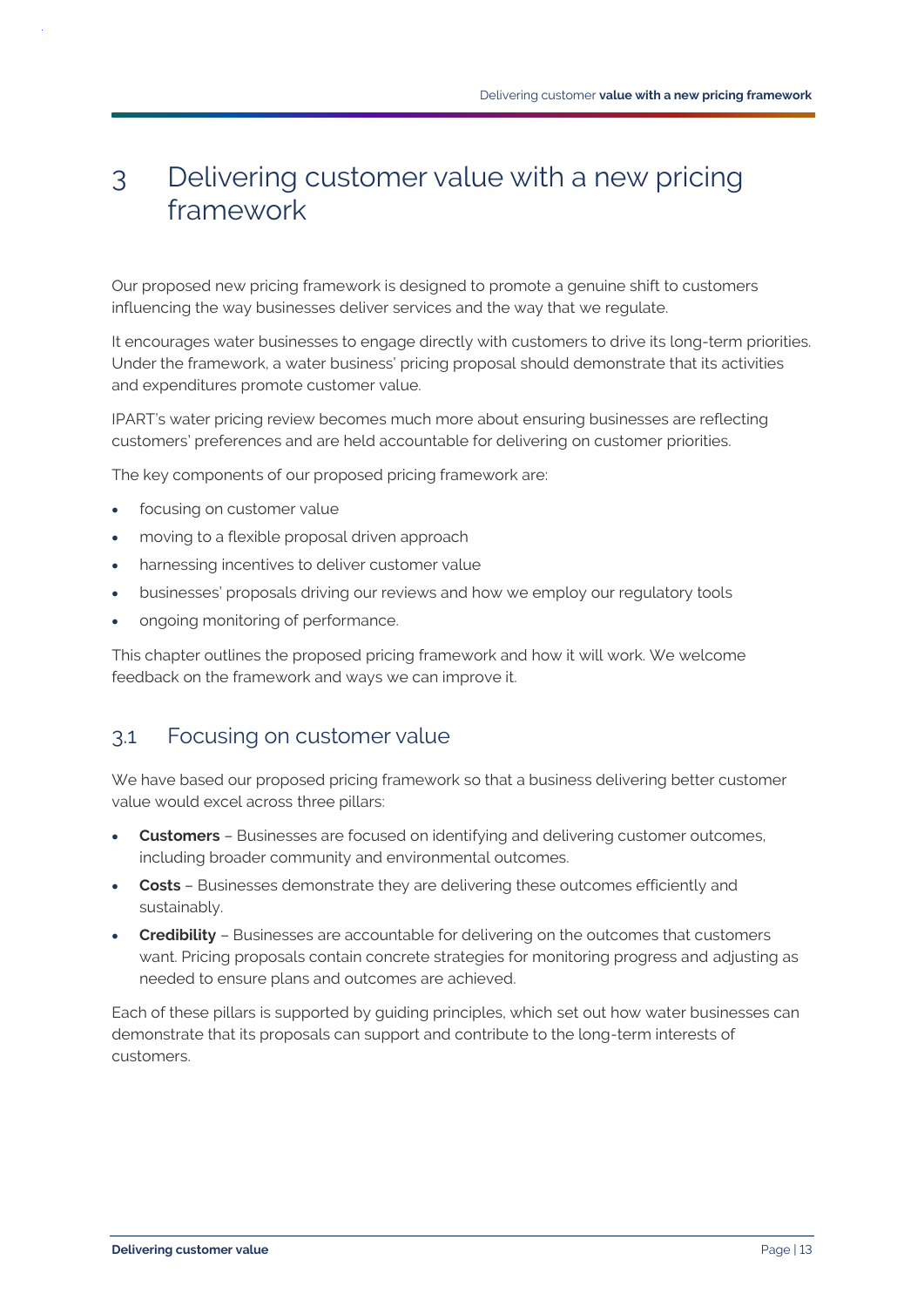# 3 Delivering customer value with a new pricing framework

Our proposed new pricing framework is designed to promote a genuine shift to customers influencing the way businesses deliver services and the way that we regulate.

It encourages water businesses to engage directly with customers to drive its long-term priorities. Under the framework, a water business' pricing proposal should demonstrate that its activities and expenditures promote customer value.

IPART's water pricing review becomes much more about ensuring businesses are reflecting customers' preferences and are held accountable for delivering on customer priorities.

The key components of our proposed pricing framework are:

- focusing on customer value
- moving to a flexible proposal driven approach
- harnessing incentives to deliver customer value
- businesses' proposals driving our reviews and how we employ our regulatory tools
- ongoing monitoring of performance.

This chapter outlines the proposed pricing framework and how it will work. We welcome feedback on the framework and ways we can improve it.

## 3.1 Focusing on customer value

We have based our proposed pricing framework so that a business delivering better customer value would excel across three pillars:

- **Customers** – Businesses are focused on identifying and delivering customer outcomes, including broader community and environmental outcomes.
- **Costs** – Businesses demonstrate they are delivering these outcomes efficiently and sustainably.
- **Credibility** – Businesses are accountable for delivering on the outcomes that customers want. Pricing proposals contain concrete strategies for monitoring progress and adjusting as needed to ensure plans and outcomes are achieved.

Each of these pillars is supported by guiding principles, which set out how water businesses can demonstrate that its proposals can support and contribute to the long-term interests of customers.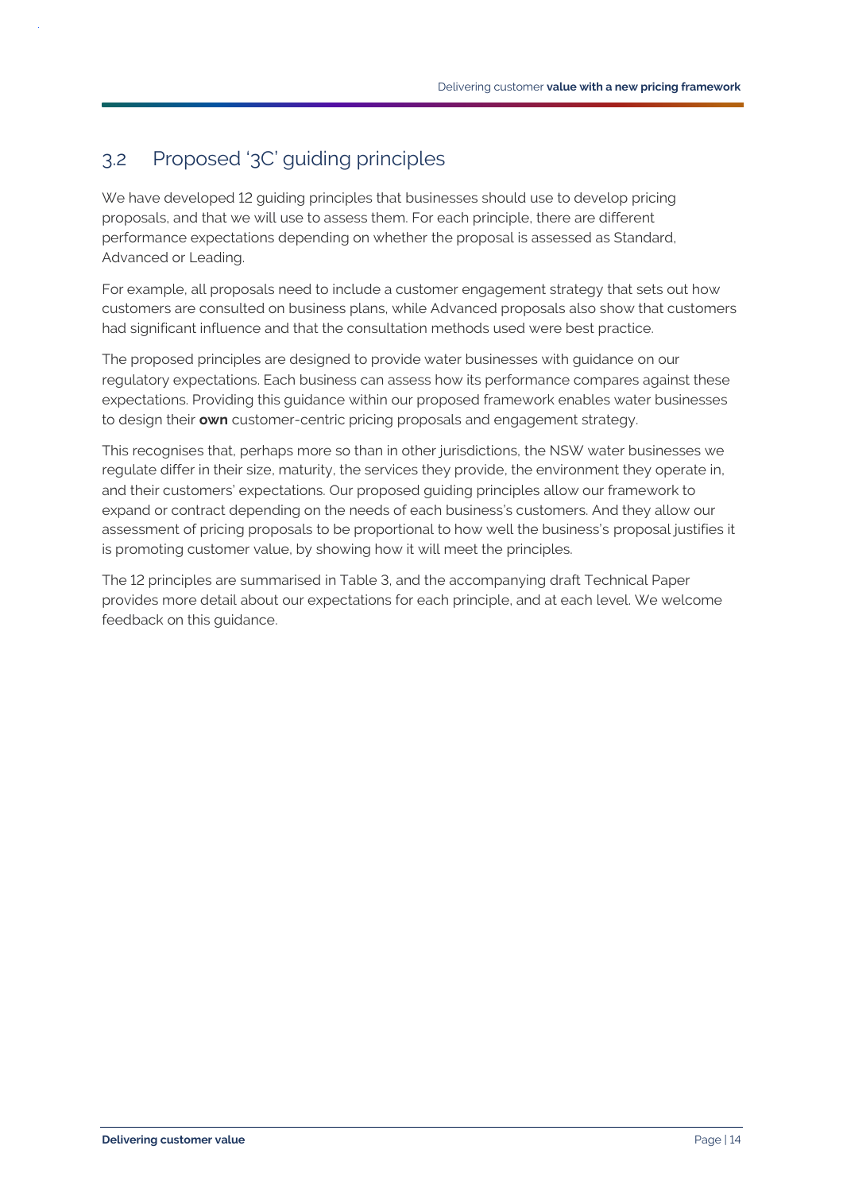## 3.2 Proposed '3C' guiding principles

We have developed 12 guiding principles that businesses should use to develop pricing proposals, and that we will use to assess them. For each principle, there are different performance expectations depending on whether the proposal is assessed as Standard, Advanced or Leading.

For example, all proposals need to include a customer engagement strategy that sets out how customers are consulted on business plans, while Advanced proposals also show that customers had significant influence and that the consultation methods used were best practice.

The proposed principles are designed to provide water businesses with guidance on our regulatory expectations. Each business can assess how its performance compares against these expectations. Providing this guidance within our proposed framework enables water businesses to design their **own** customer-centric pricing proposals and engagement strategy.

This recognises that, perhaps more so than in other jurisdictions, the NSW water businesses we regulate differ in their size, maturity, the services they provide, the environment they operate in, and their customers' expectations. Our proposed guiding principles allow our framework to expand or contract depending on the needs of each business's customers. And they allow our assessment of pricing proposals to be proportional to how well the business's proposal justifies it is promoting customer value, by showing how it will meet the principles.

The 12 principles are summarised in Table 3, and the accompanying draft Technical Paper provides more detail about our expectations for each principle, and at each level. We welcome feedback on this guidance.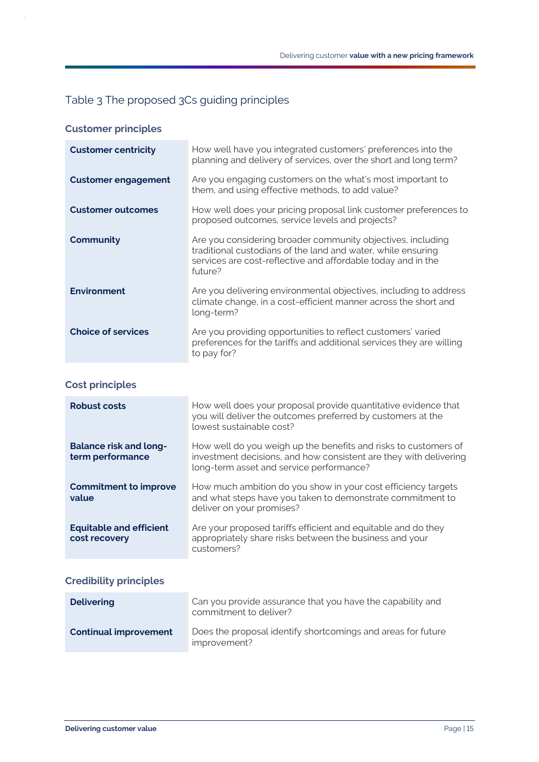## Table 3 The proposed 3Cs guiding principles

### Customer principles

| | |
|---|---|
| **Customer centricity** | How well have you integrated customers' preferences into the planning and delivery of services, over the short and long term? |
| **Customer engagement** | Are you engaging customers on the what's most important to them, and using effective methods, to add value? |
| **Customer outcomes** | How well does your pricing proposal link customer preferences to proposed outcomes, service levels and projects? |
| **Community** | Are you considering broader community objectives, including traditional custodians of the land and water, while ensuring services are cost-reflective and affordable today and in the future? |
| **Environment** | Are you delivering environmental objectives, including to address climate change, in a cost-efficient manner across the short and long-term? |
| **Choice of services** | Are you providing opportunities to reflect customers' varied preferences for the tariffs and additional services they are willing to pay for? |

### Cost principles

| | |
|---|---|
| **Robust costs** | How well does your proposal provide quantitative evidence that you will deliver the outcomes preferred by customers at the lowest sustainable cost? |
| **Balance risk and long-term performance** | How well do you weigh up the benefits and risks to customers of investment decisions, and how consistent are they with delivering long-term asset and service performance? |
| **Commitment to improve value** | How much ambition do you show in your cost efficiency targets and what steps have you taken to demonstrate commitment to deliver on your promises? |
| **Equitable and efficient cost recovery** | Are your proposed tariffs efficient and equitable and do they appropriately share risks between the business and your customers? |

### Credibility principles

| | |
|---|---|
| **Delivering** | Can you provide assurance that you have the capability and commitment to deliver? |
| **Continual improvement** | Does the proposal identify shortcomings and areas for future improvement? |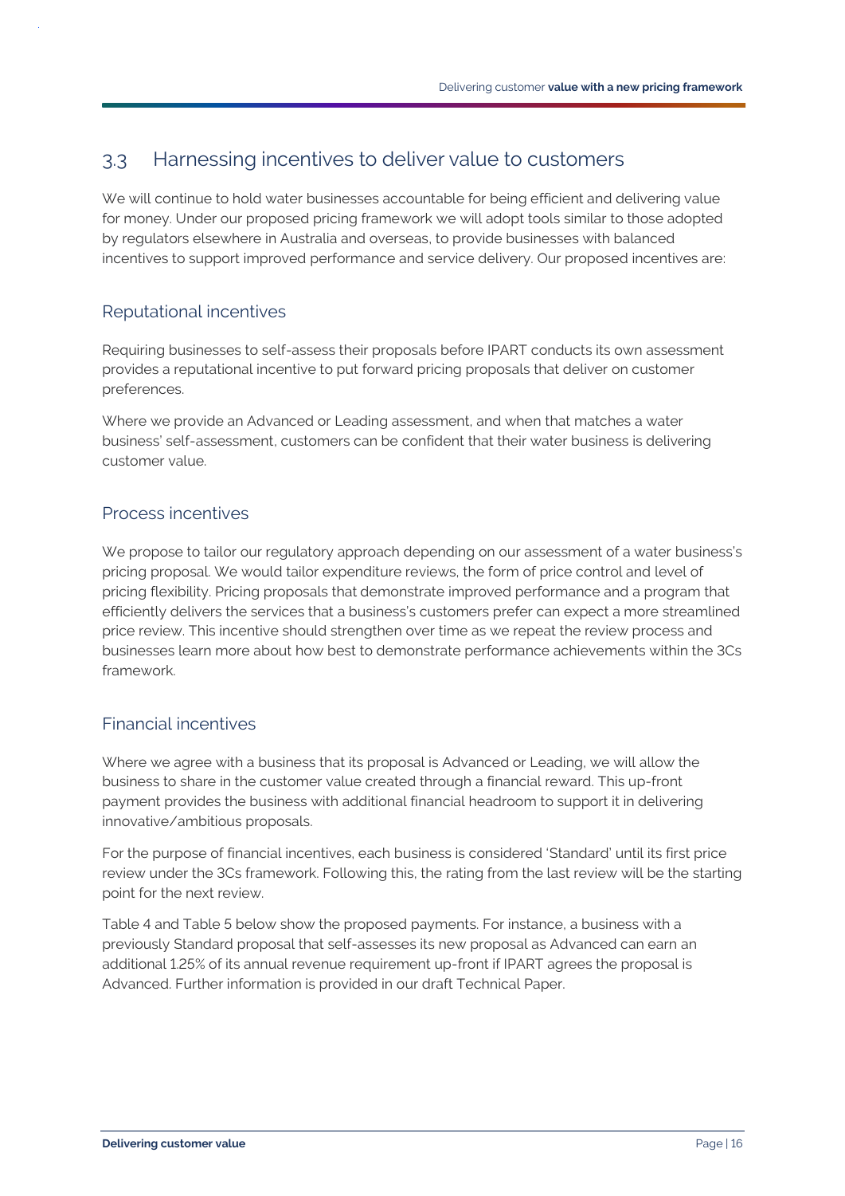## 3.3 Harnessing incentives to deliver value to customers

We will continue to hold water businesses accountable for being efficient and delivering value for money. Under our proposed pricing framework we will adopt tools similar to those adopted by regulators elsewhere in Australia and overseas, to provide businesses with balanced incentives to support improved performance and service delivery. Our proposed incentives are:

### Reputational incentives

Requiring businesses to self-assess their proposals before IPART conducts its own assessment provides a reputational incentive to put forward pricing proposals that deliver on customer preferences.

Where we provide an Advanced or Leading assessment, and when that matches a water business' self-assessment, customers can be confident that their water business is delivering customer value.

### Process incentives

We propose to tailor our regulatory approach depending on our assessment of a water business's pricing proposal. We would tailor expenditure reviews, the form of price control and level of pricing flexibility. Pricing proposals that demonstrate improved performance and a program that efficiently delivers the services that a business's customers prefer can expect a more streamlined price review. This incentive should strengthen over time as we repeat the review process and businesses learn more about how best to demonstrate performance achievements within the 3Cs framework.

### Financial incentives

Where we agree with a business that its proposal is Advanced or Leading, we will allow the business to share in the customer value created through a financial reward. This up-front payment provides the business with additional financial headroom to support it in delivering innovative/ambitious proposals.

For the purpose of financial incentives, each business is considered 'Standard' until its first price review under the 3Cs framework. Following this, the rating from the last review will be the starting point for the next review.

Table 4 and Table 5 below show the proposed payments. For instance, a business with a previously Standard proposal that self-assesses its new proposal as Advanced can earn an additional 1.25% of its annual revenue requirement up-front if IPART agrees the proposal is Advanced. Further information is provided in our draft Technical Paper.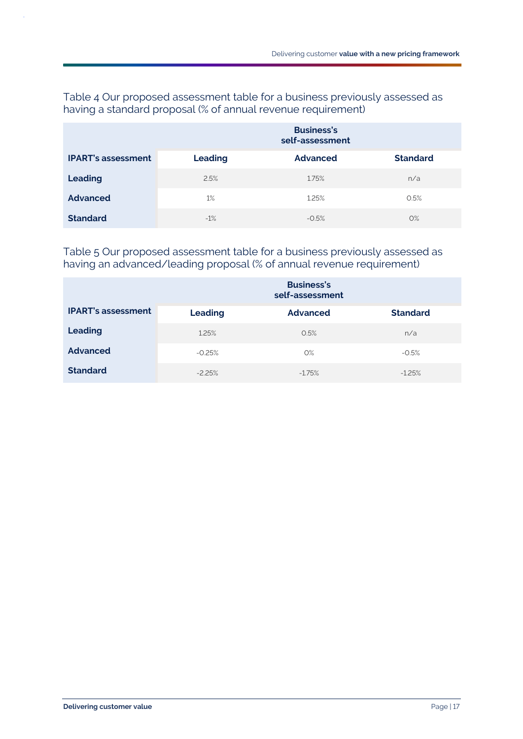Table 4 Our proposed assessment table for a business previously assessed as having a standard proposal (% of annual revenue requirement)

| | Business's self-assessment | | |
|---|---|---|---|
| **IPART's assessment** | **Leading** | **Advanced** | **Standard** |
| **Leading** | 2.5% | 1.75% | n/a |
| **Advanced** | 1% | 1.25% | 0.5% |
| **Standard** | -1% | -0.5% | 0% |

Table 5 Our proposed assessment table for a business previously assessed as having an advanced/leading proposal (% of annual revenue requirement)

| | Business's self-assessment | | |
|---|---|---|---|
| **IPART's assessment** | **Leading** | **Advanced** | **Standard** |
| **Leading** | 1.25% | 0.5% | n/a |
| **Advanced** | -0.25% | 0% | -0.5% |
| **Standard** | -2.25% | -1.75% | -1.25% |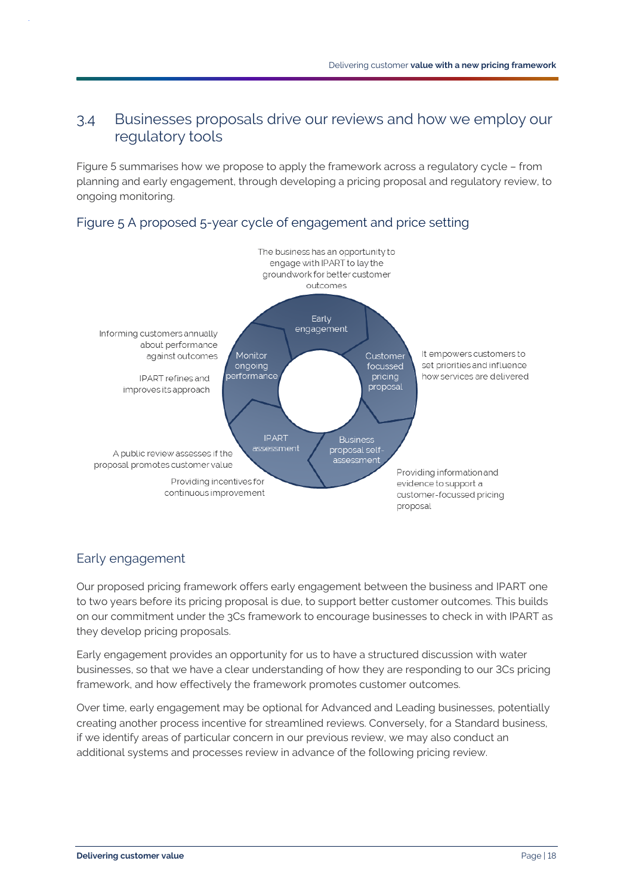## 3.4 Businesses proposals drive our reviews and how we employ our regulatory tools

Figure 5 summarises how we propose to apply the framework across a regulatory cycle – from planning and early engagement, through developing a pricing proposal and regulatory review, to ongoing monitoring.

### Figure 5 A proposed 5-year cycle of engagement and price setting

- **Early engagement**: The business has an opportunity to engage with IPART to lay the groundwork for better customer outcomes
- **Customer focussed pricing proposal**: It empowers customers to set priorities and influence how services are delivered
- **Business proposal self-assessment**: Providing information and evidence to support a customer-focussed pricing proposal
- **IPART assessment**: A public review assesses if the proposal promotes customer value. Providing incentives for continuous improvement
- **Monitor ongoing performance**: Informing customers annually about performance against outcomes. IPART refines and improves its approach

### Early engagement

Our proposed pricing framework offers early engagement between the business and IPART one to two years before its pricing proposal is due, to support better customer outcomes. This builds on our commitment under the 3Cs framework to encourage businesses to check in with IPART as they develop pricing proposals.

Early engagement provides an opportunity for us to have a structured discussion with water businesses, so that we have a clear understanding of how they are responding to our 3Cs pricing framework, and how effectively the framework promotes customer outcomes.

Over time, early engagement may be optional for Advanced and Leading businesses, potentially creating another process incentive for streamlined reviews. Conversely, for a Standard business, if we identify areas of particular concern in our previous review, we may also conduct an additional systems and processes review in advance of the following pricing review.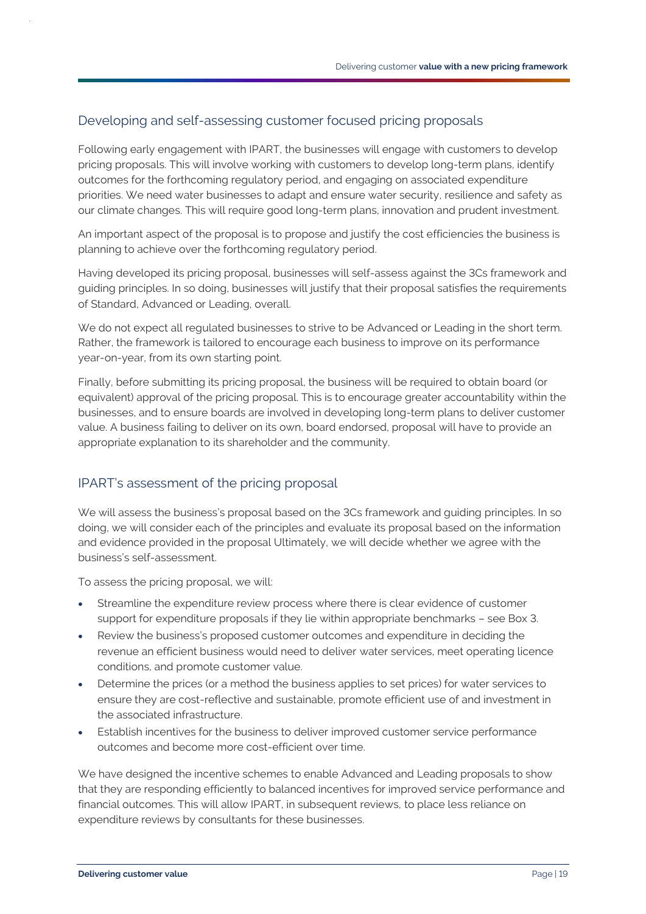## Developing and self-assessing customer focused pricing proposals

Following early engagement with IPART, the businesses will engage with customers to develop pricing proposals. This will involve working with customers to develop long-term plans, identify outcomes for the forthcoming regulatory period, and engaging on associated expenditure priorities. We need water businesses to adapt and ensure water security, resilience and safety as our climate changes. This will require good long-term plans, innovation and prudent investment.

An important aspect of the proposal is to propose and justify the cost efficiencies the business is planning to achieve over the forthcoming regulatory period.

Having developed its pricing proposal, businesses will self-assess against the 3Cs framework and guiding principles. In so doing, businesses will justify that their proposal satisfies the requirements of Standard, Advanced or Leading, overall.

We do not expect all regulated businesses to strive to be Advanced or Leading in the short term. Rather, the framework is tailored to encourage each business to improve on its performance year-on-year, from its own starting point.

Finally, before submitting its pricing proposal, the business will be required to obtain board (or equivalent) approval of the pricing proposal. This is to encourage greater accountability within the businesses, and to ensure boards are involved in developing long-term plans to deliver customer value. A business failing to deliver on its own, board endorsed, proposal will have to provide an appropriate explanation to its shareholder and the community.

## IPART's assessment of the pricing proposal

We will assess the business's proposal based on the 3Cs framework and guiding principles. In so doing, we will consider each of the principles and evaluate its proposal based on the information and evidence provided in the proposal Ultimately, we will decide whether we agree with the business's self-assessment.

To assess the pricing proposal, we will:

- Streamline the expenditure review process where there is clear evidence of customer support for expenditure proposals if they lie within appropriate benchmarks – see Box 3.
- Review the business's proposed customer outcomes and expenditure in deciding the revenue an efficient business would need to deliver water services, meet operating licence conditions, and promote customer value.
- Determine the prices (or a method the business applies to set prices) for water services to ensure they are cost-reflective and sustainable, promote efficient use of and investment in the associated infrastructure.
- Establish incentives for the business to deliver improved customer service performance outcomes and become more cost-efficient over time.

We have designed the incentive schemes to enable Advanced and Leading proposals to show that they are responding efficiently to balanced incentives for improved service performance and financial outcomes. This will allow IPART, in subsequent reviews, to place less reliance on expenditure reviews by consultants for these businesses.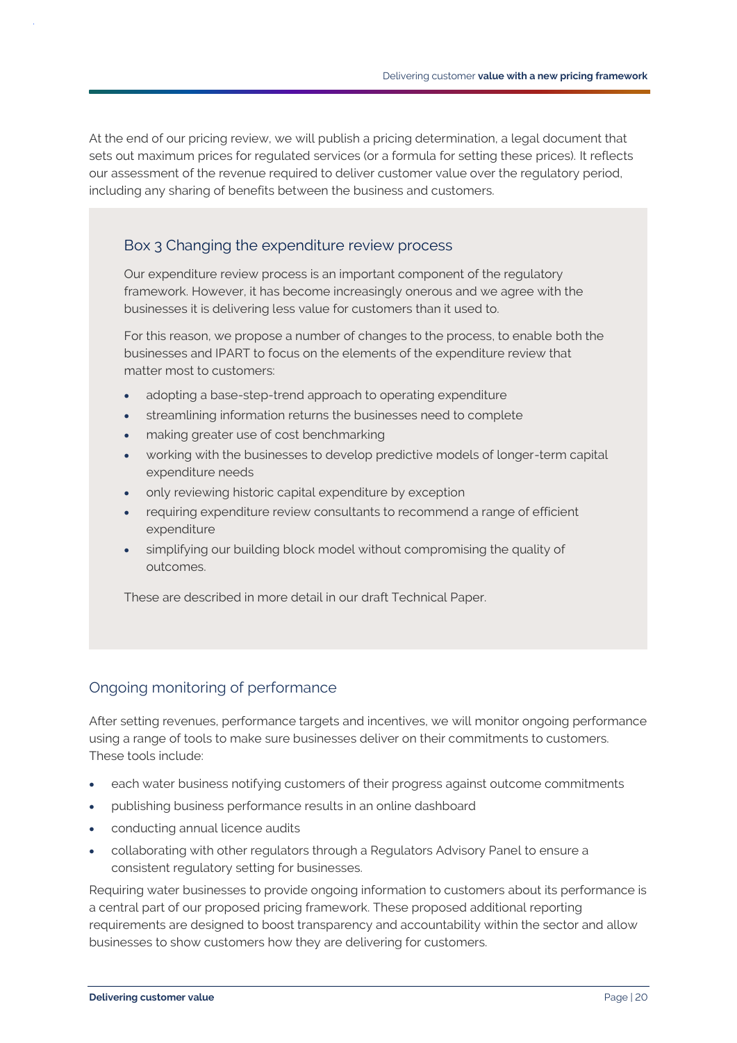At the end of our pricing review, we will publish a pricing determination, a legal document that sets out maximum prices for regulated services (or a formula for setting these prices). It reflects our assessment of the revenue required to deliver customer value over the regulatory period, including any sharing of benefits between the business and customers.

### Box 3 Changing the expenditure review process

Our expenditure review process is an important component of the regulatory framework. However, it has become increasingly onerous and we agree with the businesses it is delivering less value for customers than it used to.

For this reason, we propose a number of changes to the process, to enable both the businesses and IPART to focus on the elements of the expenditure review that matter most to customers:

- adopting a base-step-trend approach to operating expenditure
- streamlining information returns the businesses need to complete
- making greater use of cost benchmarking
- working with the businesses to develop predictive models of longer-term capital expenditure needs
- only reviewing historic capital expenditure by exception
- requiring expenditure review consultants to recommend a range of efficient expenditure
- simplifying our building block model without compromising the quality of outcomes.

These are described in more detail in our draft Technical Paper.

## Ongoing monitoring of performance

After setting revenues, performance targets and incentives, we will monitor ongoing performance using a range of tools to make sure businesses deliver on their commitments to customers. These tools include:

- each water business notifying customers of their progress against outcome commitments
- publishing business performance results in an online dashboard
- conducting annual licence audits
- collaborating with other regulators through a Regulators Advisory Panel to ensure a consistent regulatory setting for businesses.

Requiring water businesses to provide ongoing information to customers about its performance is a central part of our proposed pricing framework. These proposed additional reporting requirements are designed to boost transparency and accountability within the sector and allow businesses to show customers how they are delivering for customers.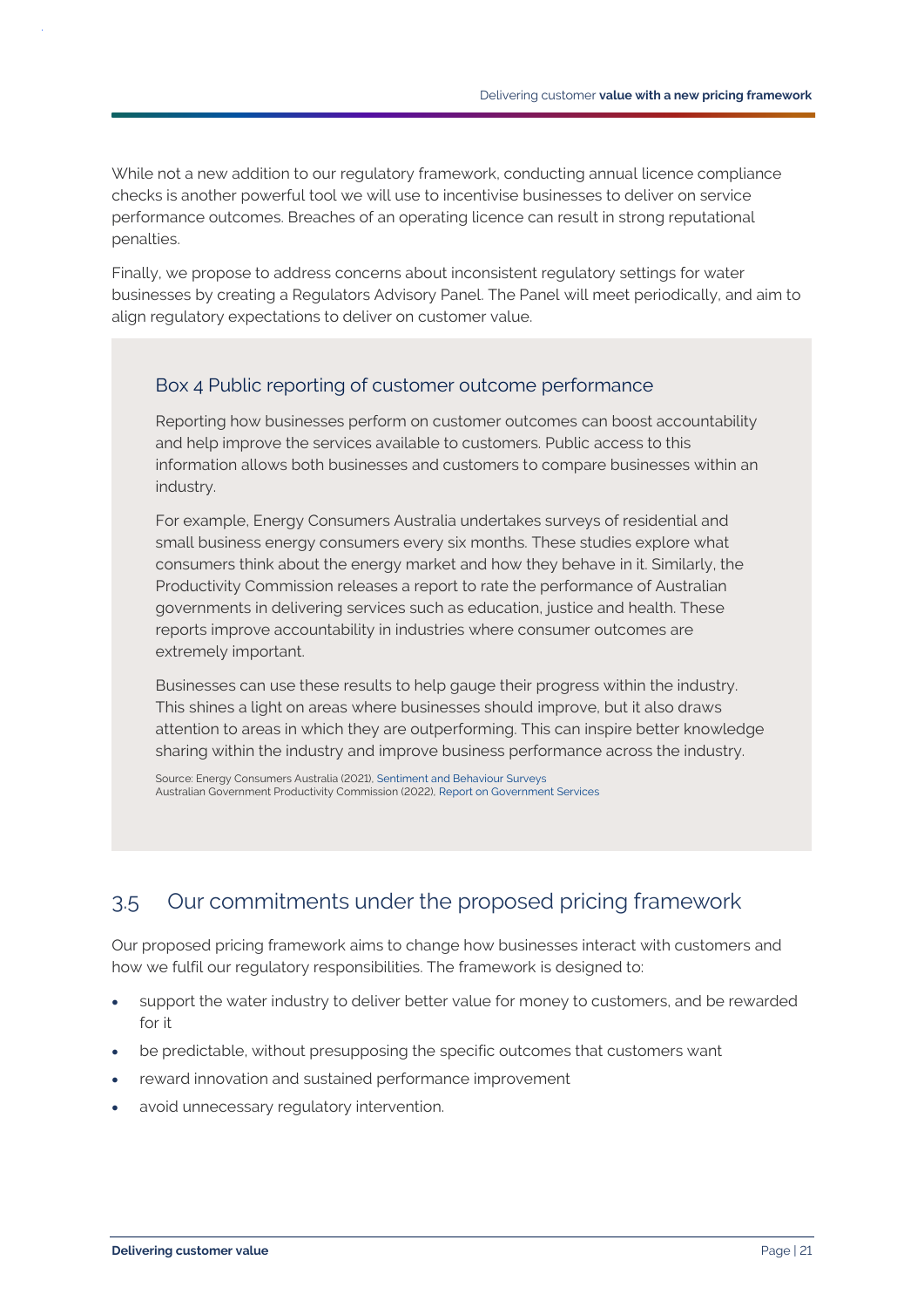While not a new addition to our regulatory framework, conducting annual licence compliance checks is another powerful tool we will use to incentivise businesses to deliver on service performance outcomes. Breaches of an operating licence can result in strong reputational penalties.

Finally, we propose to address concerns about inconsistent regulatory settings for water businesses by creating a Regulators Advisory Panel. The Panel will meet periodically, and aim to align regulatory expectations to deliver on customer value.

### Box 4 Public reporting of customer outcome performance

Reporting how businesses perform on customer outcomes can boost accountability and help improve the services available to customers. Public access to this information allows both businesses and customers to compare businesses within an industry.

For example, Energy Consumers Australia undertakes surveys of residential and small business energy consumers every six months. These studies explore what consumers think about the energy market and how they behave in it. Similarly, the Productivity Commission releases a report to rate the performance of Australian governments in delivering services such as education, justice and health. These reports improve accountability in industries where consumer outcomes are extremely important.

Businesses can use these results to help gauge their progress within the industry. This shines a light on areas where businesses should improve, but it also draws attention to areas in which they are outperforming. This can inspire better knowledge sharing within the industry and improve business performance across the industry.

Source: Energy Consumers Australia (2021), Sentiment and Behaviour Surveys
Australian Government Productivity Commission (2022), Report on Government Services

## 3.5 Our commitments under the proposed pricing framework

Our proposed pricing framework aims to change how businesses interact with customers and how we fulfil our regulatory responsibilities. The framework is designed to:

- support the water industry to deliver better value for money to customers, and be rewarded for it
- be predictable, without presupposing the specific outcomes that customers want
- reward innovation and sustained performance improvement
- avoid unnecessary regulatory intervention.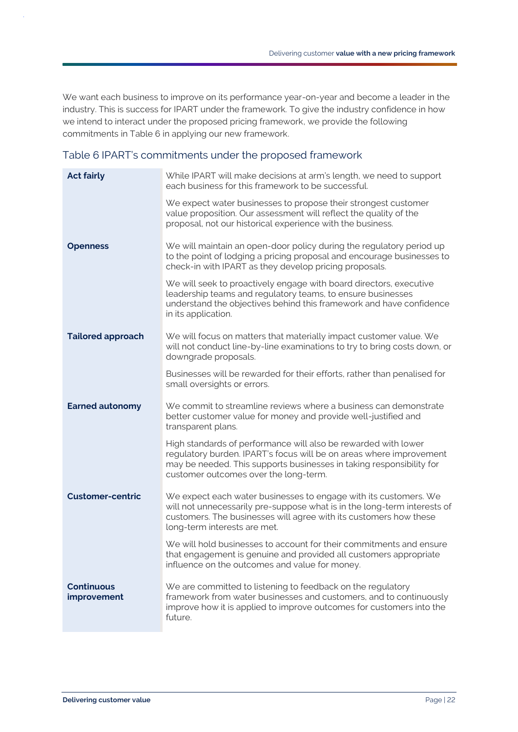We want each business to improve on its performance year-on-year and become a leader in the industry. This is success for IPART under the framework. To give the industry confidence in how we intend to interact under the proposed pricing framework, we provide the following commitments in Table 6 in applying our new framework.

### Table 6 IPART's commitments under the proposed framework

| | |
|---|---|
| **Act fairly** | While IPART will make decisions at arm's length, we need to support each business for this framework to be successful.<br><br>We expect water businesses to propose their strongest customer value proposition. Our assessment will reflect the quality of the proposal, not our historical experience with the business. |
| **Openness** | We will maintain an open-door policy during the regulatory period up to the point of lodging a pricing proposal and encourage businesses to check-in with IPART as they develop pricing proposals.<br><br>We will seek to proactively engage with board directors, executive leadership teams and regulatory teams, to ensure businesses understand the objectives behind this framework and have confidence in its application. |
| **Tailored approach** | We will focus on matters that materially impact customer value. We will not conduct line-by-line examinations to try to bring costs down, or downgrade proposals.<br><br>Businesses will be rewarded for their efforts, rather than penalised for small oversights or errors. |
| **Earned autonomy** | We commit to streamline reviews where a business can demonstrate better customer value for money and provide well-justified and transparent plans.<br><br>High standards of performance will also be rewarded with lower regulatory burden. IPART's focus will be on areas where improvement may be needed. This supports businesses in taking responsibility for customer outcomes over the long-term. |
| **Customer-centric** | We expect each water businesses to engage with its customers. We will not unnecessarily pre-suppose what is in the long-term interests of customers. The businesses will agree with its customers how these long-term interests are met.<br><br>We will hold businesses to account for their commitments and ensure that engagement is genuine and provided all customers appropriate influence on the outcomes and value for money. |
| **Continuous improvement** | We are committed to listening to feedback on the regulatory framework from water businesses and customers, and to continuously improve how it is applied to improve outcomes for customers into the future. |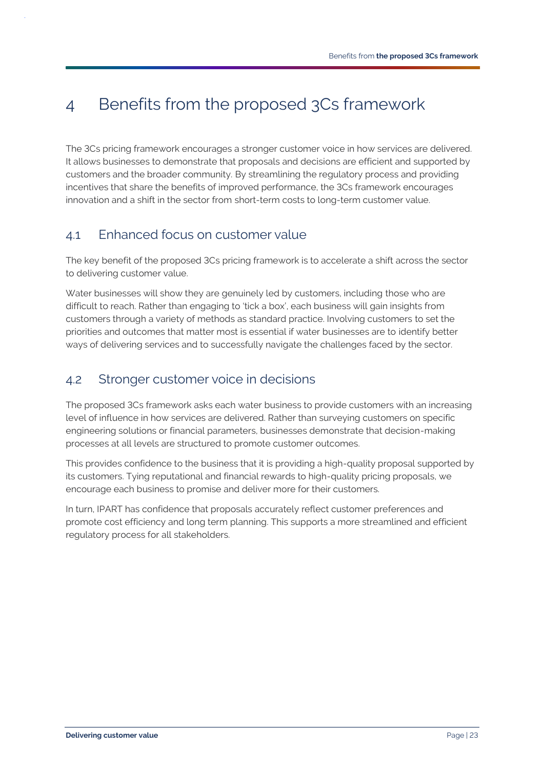# 4 Benefits from the proposed 3Cs framework

The 3Cs pricing framework encourages a stronger customer voice in how services are delivered. It allows businesses to demonstrate that proposals and decisions are efficient and supported by customers and the broader community. By streamlining the regulatory process and providing incentives that share the benefits of improved performance, the 3Cs framework encourages innovation and a shift in the sector from short-term costs to long-term customer value.

## 4.1 Enhanced focus on customer value

The key benefit of the proposed 3Cs pricing framework is to accelerate a shift across the sector to delivering customer value.

Water businesses will show they are genuinely led by customers, including those who are difficult to reach. Rather than engaging to 'tick a box', each business will gain insights from customers through a variety of methods as standard practice. Involving customers to set the priorities and outcomes that matter most is essential if water businesses are to identify better ways of delivering services and to successfully navigate the challenges faced by the sector.

## 4.2 Stronger customer voice in decisions

The proposed 3Cs framework asks each water business to provide customers with an increasing level of influence in how services are delivered. Rather than surveying customers on specific engineering solutions or financial parameters, businesses demonstrate that decision-making processes at all levels are structured to promote customer outcomes.

This provides confidence to the business that it is providing a high-quality proposal supported by its customers. Tying reputational and financial rewards to high-quality pricing proposals, we encourage each business to promise and deliver more for their customers.

In turn, IPART has confidence that proposals accurately reflect customer preferences and promote cost efficiency and long term planning. This supports a more streamlined and efficient regulatory process for all stakeholders.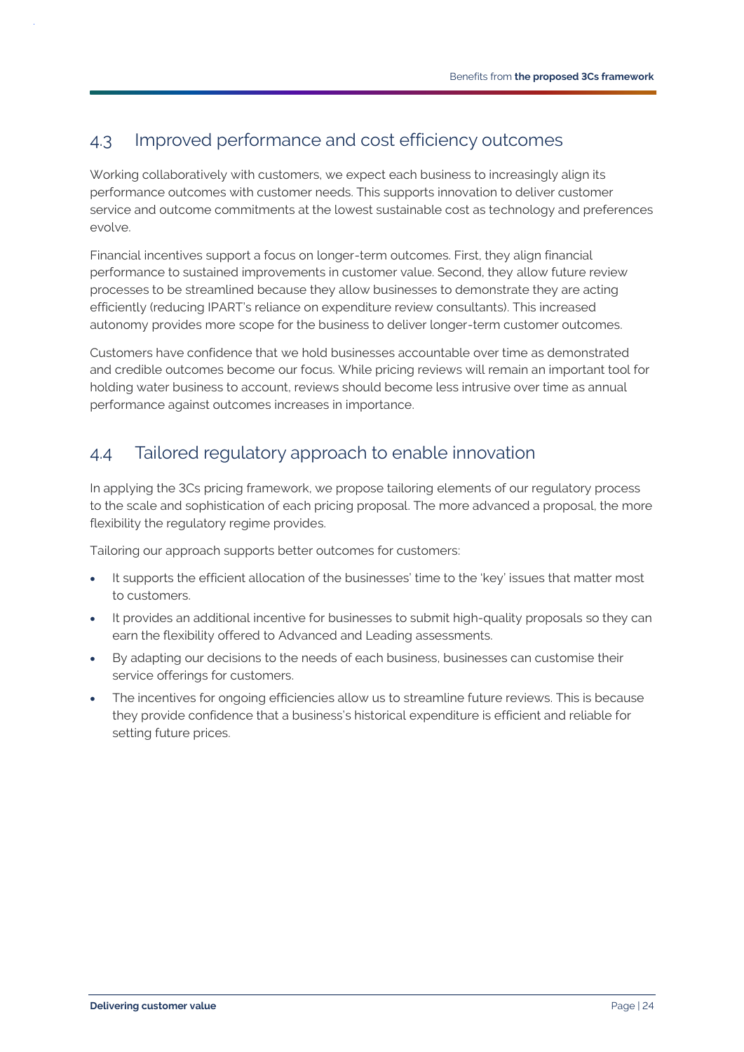## 4.3 Improved performance and cost efficiency outcomes

Working collaboratively with customers, we expect each business to increasingly align its performance outcomes with customer needs. This supports innovation to deliver customer service and outcome commitments at the lowest sustainable cost as technology and preferences evolve.

Financial incentives support a focus on longer-term outcomes. First, they align financial performance to sustained improvements in customer value. Second, they allow future review processes to be streamlined because they allow businesses to demonstrate they are acting efficiently (reducing IPART's reliance on expenditure review consultants). This increased autonomy provides more scope for the business to deliver longer-term customer outcomes.

Customers have confidence that we hold businesses accountable over time as demonstrated and credible outcomes become our focus. While pricing reviews will remain an important tool for holding water business to account, reviews should become less intrusive over time as annual performance against outcomes increases in importance.

## 4.4 Tailored regulatory approach to enable innovation

In applying the 3Cs pricing framework, we propose tailoring elements of our regulatory process to the scale and sophistication of each pricing proposal. The more advanced a proposal, the more flexibility the regulatory regime provides.

Tailoring our approach supports better outcomes for customers:

- It supports the efficient allocation of the businesses' time to the 'key' issues that matter most to customers.
- It provides an additional incentive for businesses to submit high-quality proposals so they can earn the flexibility offered to Advanced and Leading assessments.
- By adapting our decisions to the needs of each business, businesses can customise their service offerings for customers.
- The incentives for ongoing efficiencies allow us to streamline future reviews. This is because they provide confidence that a business's historical expenditure is efficient and reliable for setting future prices.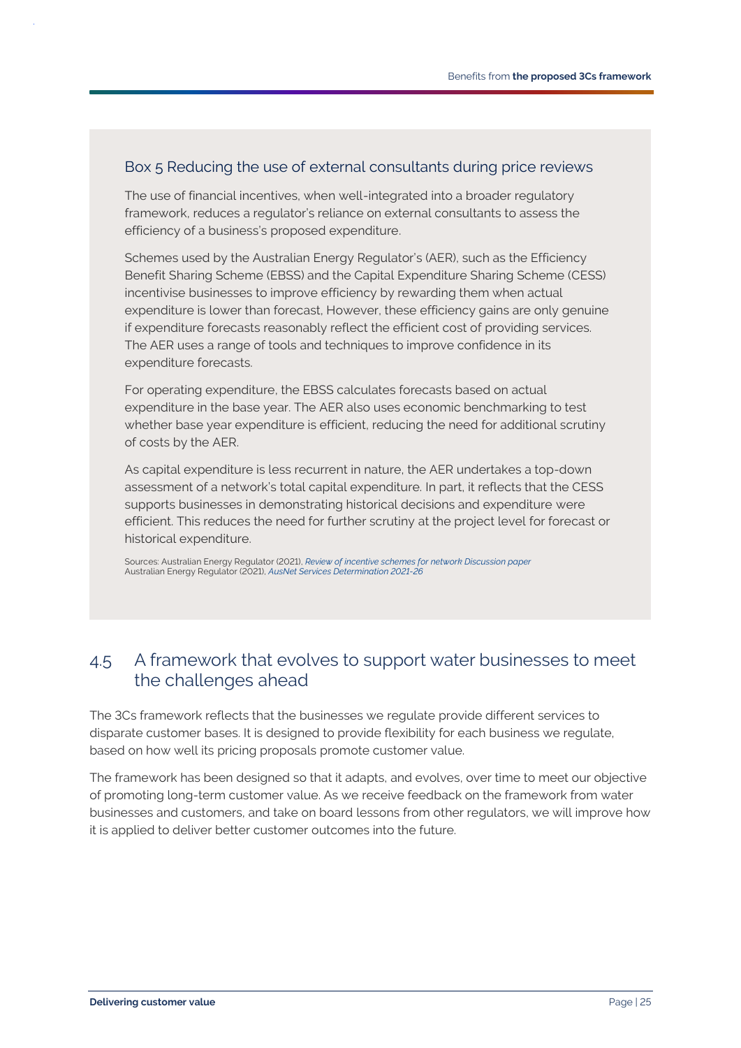### Box 5 Reducing the use of external consultants during price reviews

The use of financial incentives, when well-integrated into a broader regulatory framework, reduces a regulator's reliance on external consultants to assess the efficiency of a business's proposed expenditure.

Schemes used by the Australian Energy Regulator's (AER), such as the Efficiency Benefit Sharing Scheme (EBSS) and the Capital Expenditure Sharing Scheme (CESS) incentivise businesses to improve efficiency by rewarding them when actual expenditure is lower than forecast, However, these efficiency gains are only genuine if expenditure forecasts reasonably reflect the efficient cost of providing services. The AER uses a range of tools and techniques to improve confidence in its expenditure forecasts.

For operating expenditure, the EBSS calculates forecasts based on actual expenditure in the base year. The AER also uses economic benchmarking to test whether base year expenditure is efficient, reducing the need for additional scrutiny of costs by the AER.

As capital expenditure is less recurrent in nature, the AER undertakes a top-down assessment of a network's total capital expenditure. In part, it reflects that the CESS supports businesses in demonstrating historical decisions and expenditure were efficient. This reduces the need for further scrutiny at the project level for forecast or historical expenditure.

Sources: Australian Energy Regulator (2021), *Review of incentive schemes for network Discussion paper*
Australian Energy Regulator (2021), *AusNet Services Determination 2021-26*

## 4.5 A framework that evolves to support water businesses to meet the challenges ahead

The 3Cs framework reflects that the businesses we regulate provide different services to disparate customer bases. It is designed to provide flexibility for each business we regulate, based on how well its pricing proposals promote customer value.

The framework has been designed so that it adapts, and evolves, over time to meet our objective of promoting long-term customer value. As we receive feedback on the framework from water businesses and customers, and take on board lessons from other regulators, we will improve how it is applied to deliver better customer outcomes into the future.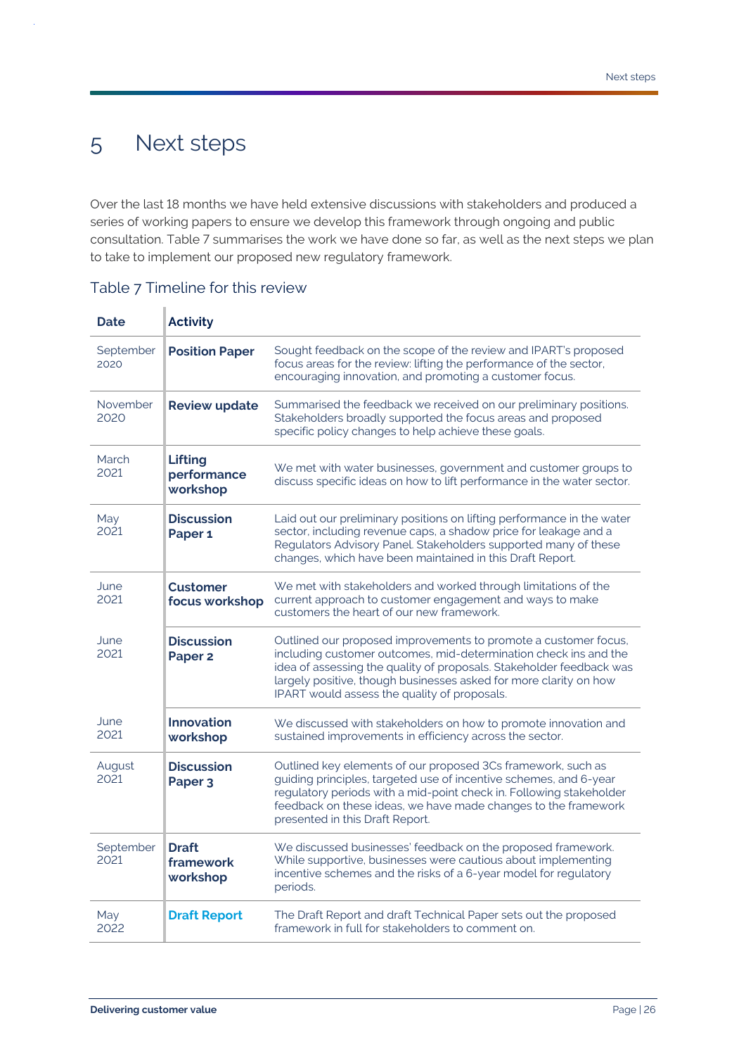# 5 Next steps

Over the last 18 months we have held extensive discussions with stakeholders and produced a series of working papers to ensure we develop this framework through ongoing and public consultation. Table 7 summarises the work we have done so far, as well as the next steps we plan to take to implement our proposed new regulatory framework.

## Table 7 Timeline for this review

| Date | Activity | |
|---|---|---|
| September 2020 | **Position Paper** | Sought feedback on the scope of the review and IPART's proposed focus areas for the review: lifting the performance of the sector, encouraging innovation, and promoting a customer focus. |
| November 2020 | **Review update** | Summarised the feedback we received on our preliminary positions. Stakeholders broadly supported the focus areas and proposed specific policy changes to help achieve these goals. |
| March 2021 | **Lifting performance workshop** | We met with water businesses, government and customer groups to discuss specific ideas on how to lift performance in the water sector. |
| May 2021 | **Discussion Paper 1** | Laid out our preliminary positions on lifting performance in the water sector, including revenue caps, a shadow price for leakage and a Regulators Advisory Panel. Stakeholders supported many of these changes, which have been maintained in this Draft Report. |
| June 2021 | **Customer focus workshop** | We met with stakeholders and worked through limitations of the current approach to customer engagement and ways to make customers the heart of our new framework. |
| June 2021 | **Discussion Paper 2** | Outlined our proposed improvements to promote a customer focus, including customer outcomes, mid-determination check ins and the idea of assessing the quality of proposals. Stakeholder feedback was largely positive, though businesses asked for more clarity on how IPART would assess the quality of proposals. |
| June 2021 | **Innovation workshop** | We discussed with stakeholders on how to promote innovation and sustained improvements in efficiency across the sector. |
| August 2021 | **Discussion Paper 3** | Outlined key elements of our proposed 3Cs framework, such as guiding principles, targeted use of incentive schemes, and 6-year regulatory periods with a mid-point check in. Following stakeholder feedback on these ideas, we have made changes to the framework presented in this Draft Report. |
| September 2021 | **Draft framework workshop** | We discussed businesses' feedback on the proposed framework. While supportive, businesses were cautious about implementing incentive schemes and the risks of a 6-year model for regulatory periods. |
| May 2022 | **Draft Report** | The Draft Report and draft Technical Paper sets out the proposed framework in full for stakeholders to comment on. |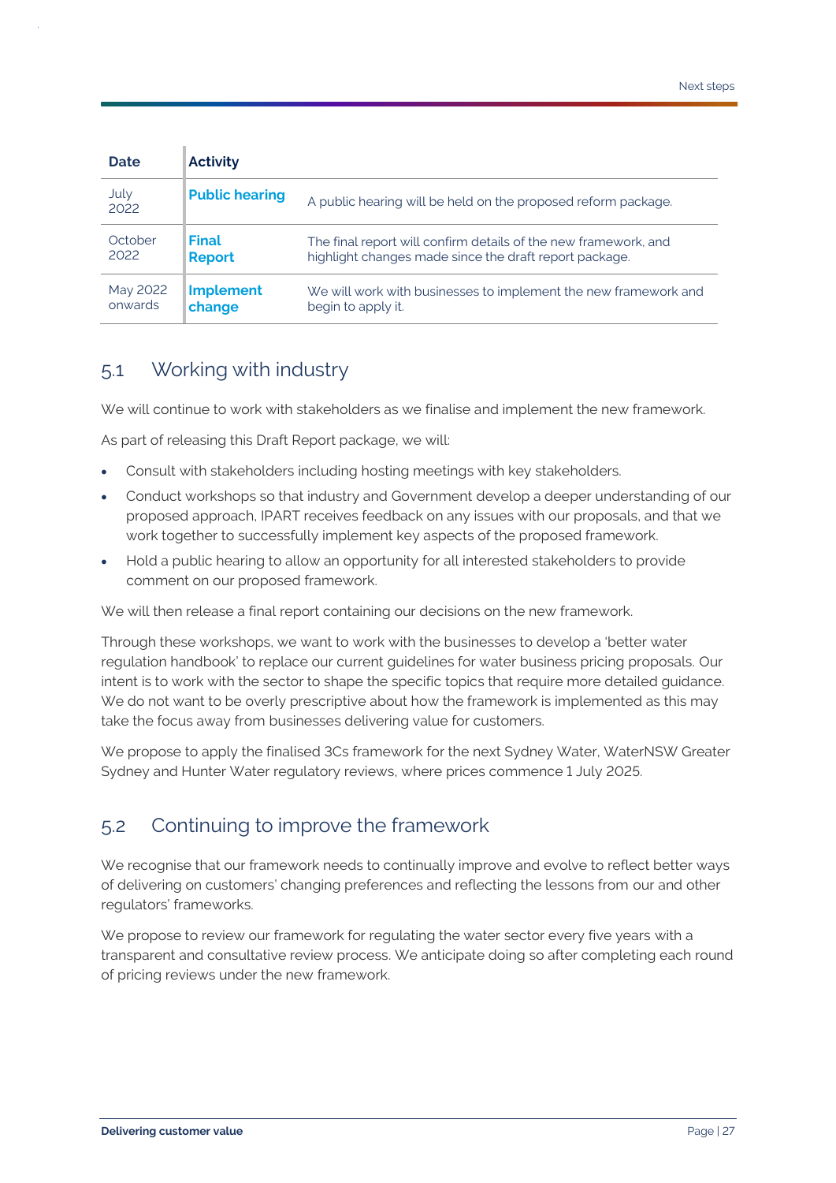| Date | Activity | |
|---|---|---|
| July 2022 | **Public hearing** | A public hearing will be held on the proposed reform package. |
| October 2022 | **Final Report** | The final report will confirm details of the new framework, and highlight changes made since the draft report package. |
| May 2022 onwards | **Implement change** | We will work with businesses to implement the new framework and begin to apply it. |

## 5.1 Working with industry

We will continue to work with stakeholders as we finalise and implement the new framework.

As part of releasing this Draft Report package, we will:

- Consult with stakeholders including hosting meetings with key stakeholders.
- Conduct workshops so that industry and Government develop a deeper understanding of our proposed approach, IPART receives feedback on any issues with our proposals, and that we work together to successfully implement key aspects of the proposed framework.
- Hold a public hearing to allow an opportunity for all interested stakeholders to provide comment on our proposed framework.

We will then release a final report containing our decisions on the new framework.

Through these workshops, we want to work with the businesses to develop a 'better water regulation handbook' to replace our current guidelines for water business pricing proposals. Our intent is to work with the sector to shape the specific topics that require more detailed guidance. We do not want to be overly prescriptive about how the framework is implemented as this may take the focus away from businesses delivering value for customers.

We propose to apply the finalised 3Cs framework for the next Sydney Water, WaterNSW Greater Sydney and Hunter Water regulatory reviews, where prices commence 1 July 2025.

## 5.2 Continuing to improve the framework

We recognise that our framework needs to continually improve and evolve to reflect better ways of delivering on customers' changing preferences and reflecting the lessons from our and other regulators' frameworks.

We propose to review our framework for regulating the water sector every five years with a transparent and consultative review process. We anticipate doing so after completing each round of pricing reviews under the new framework.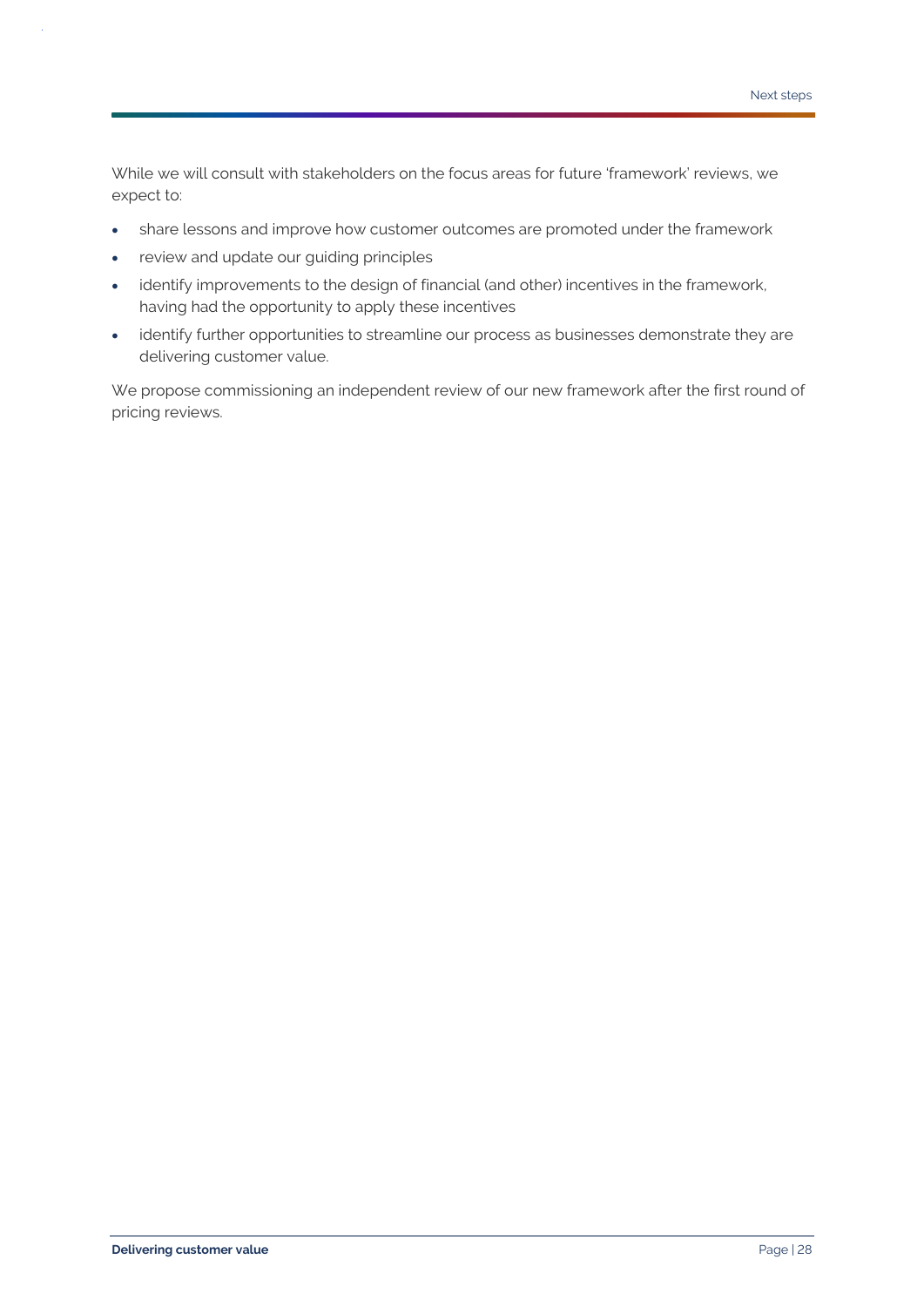While we will consult with stakeholders on the focus areas for future 'framework' reviews, we expect to:

- share lessons and improve how customer outcomes are promoted under the framework
- review and update our guiding principles
- identify improvements to the design of financial (and other) incentives in the framework, having had the opportunity to apply these incentives
- identify further opportunities to streamline our process as businesses demonstrate they are delivering customer value.

We propose commissioning an independent review of our new framework after the first round of pricing reviews.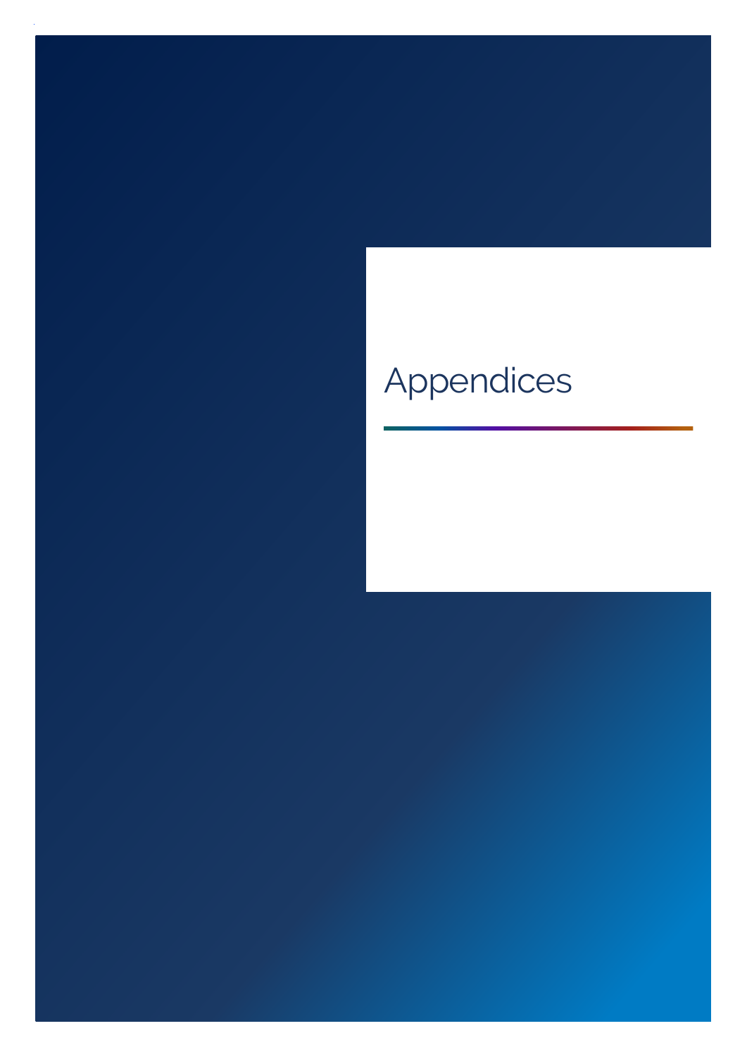# Appendices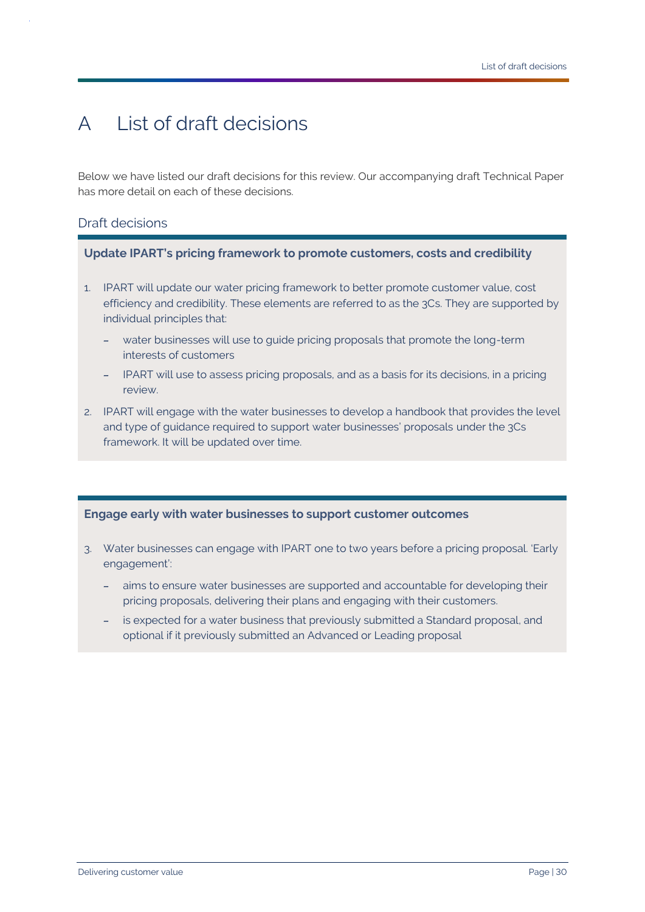# A List of draft decisions

Below we have listed our draft decisions for this review. Our accompanying draft Technical Paper has more detail on each of these decisions.

## Draft decisions

**Update IPART's pricing framework to promote customers, costs and credibility**

1. IPART will update our water pricing framework to better promote customer value, cost efficiency and credibility. These elements are referred to as the 3Cs. They are supported by individual principles that:
   - water businesses will use to guide pricing proposals that promote the long-term interests of customers
   - IPART will use to assess pricing proposals, and as a basis for its decisions, in a pricing review.
2. IPART will engage with the water businesses to develop a handbook that provides the level and type of guidance required to support water businesses' proposals under the 3Cs framework. It will be updated over time.

**Engage early with water businesses to support customer outcomes**

3. Water businesses can engage with IPART one to two years before a pricing proposal. 'Early engagement':
   - aims to ensure water businesses are supported and accountable for developing their pricing proposals, delivering their plans and engaging with their customers.
   - is expected for a water business that previously submitted a Standard proposal, and optional if it previously submitted an Advanced or Leading proposal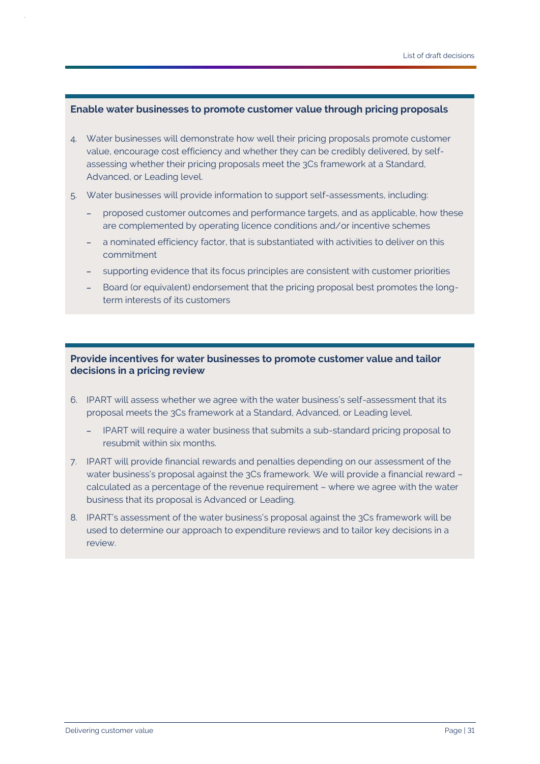### Enable water businesses to promote customer value through pricing proposals

4. Water businesses will demonstrate how well their pricing proposals promote customer value, encourage cost efficiency and whether they can be credibly delivered, by self-assessing whether their pricing proposals meet the 3Cs framework at a Standard, Advanced, or Leading level.
5. Water businesses will provide information to support self-assessments, including:
   - proposed customer outcomes and performance targets, and as applicable, how these are complemented by operating licence conditions and/or incentive schemes
   - a nominated efficiency factor, that is substantiated with activities to deliver on this commitment
   - supporting evidence that its focus principles are consistent with customer priorities
   - Board (or equivalent) endorsement that the pricing proposal best promotes the long-term interests of its customers

### Provide incentives for water businesses to promote customer value and tailor decisions in a pricing review

6. IPART will assess whether we agree with the water business's self-assessment that its proposal meets the 3Cs framework at a Standard, Advanced, or Leading level.
   - IPART will require a water business that submits a sub-standard pricing proposal to resubmit within six months.
7. IPART will provide financial rewards and penalties depending on our assessment of the water business's proposal against the 3Cs framework. We will provide a financial reward – calculated as a percentage of the revenue requirement – where we agree with the water business that its proposal is Advanced or Leading.
8. IPART's assessment of the water business's proposal against the 3Cs framework will be used to determine our approach to expenditure reviews and to tailor key decisions in a review.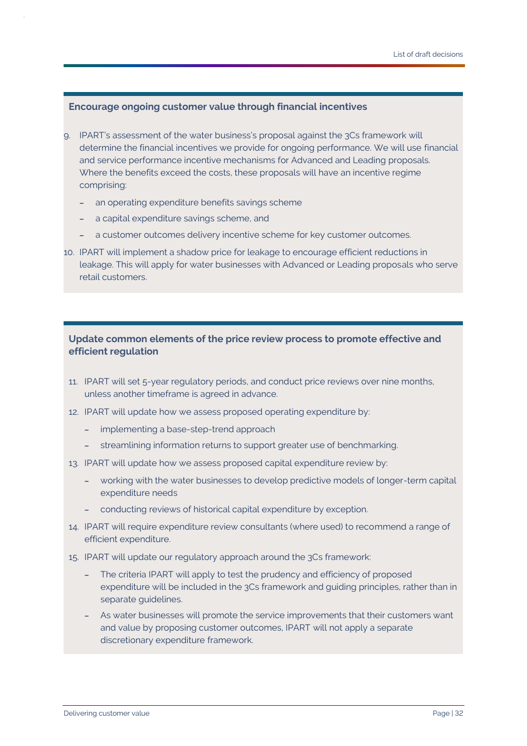### Encourage ongoing customer value through financial incentives

9. IPART's assessment of the water business's proposal against the 3Cs framework will determine the financial incentives we provide for ongoing performance. We will use financial and service performance incentive mechanisms for Advanced and Leading proposals. Where the benefits exceed the costs, these proposals will have an incentive regime comprising:
   - an operating expenditure benefits savings scheme
   - a capital expenditure savings scheme, and
   - a customer outcomes delivery incentive scheme for key customer outcomes.
10. IPART will implement a shadow price for leakage to encourage efficient reductions in leakage. This will apply for water businesses with Advanced or Leading proposals who serve retail customers.

### Update common elements of the price review process to promote effective and efficient regulation

11. IPART will set 5-year regulatory periods, and conduct price reviews over nine months, unless another timeframe is agreed in advance.
12. IPART will update how we assess proposed operating expenditure by:
    - implementing a base-step-trend approach
    - streamlining information returns to support greater use of benchmarking.
13. IPART will update how we assess proposed capital expenditure review by:
    - working with the water businesses to develop predictive models of longer-term capital expenditure needs
    - conducting reviews of historical capital expenditure by exception.
14. IPART will require expenditure review consultants (where used) to recommend a range of efficient expenditure.
15. IPART will update our regulatory approach around the 3Cs framework:
    - The criteria IPART will apply to test the prudency and efficiency of proposed expenditure will be included in the 3Cs framework and guiding principles, rather than in separate guidelines.
    - As water businesses will promote the service improvements that their customers want and value by proposing customer outcomes, IPART will not apply a separate discretionary expenditure framework.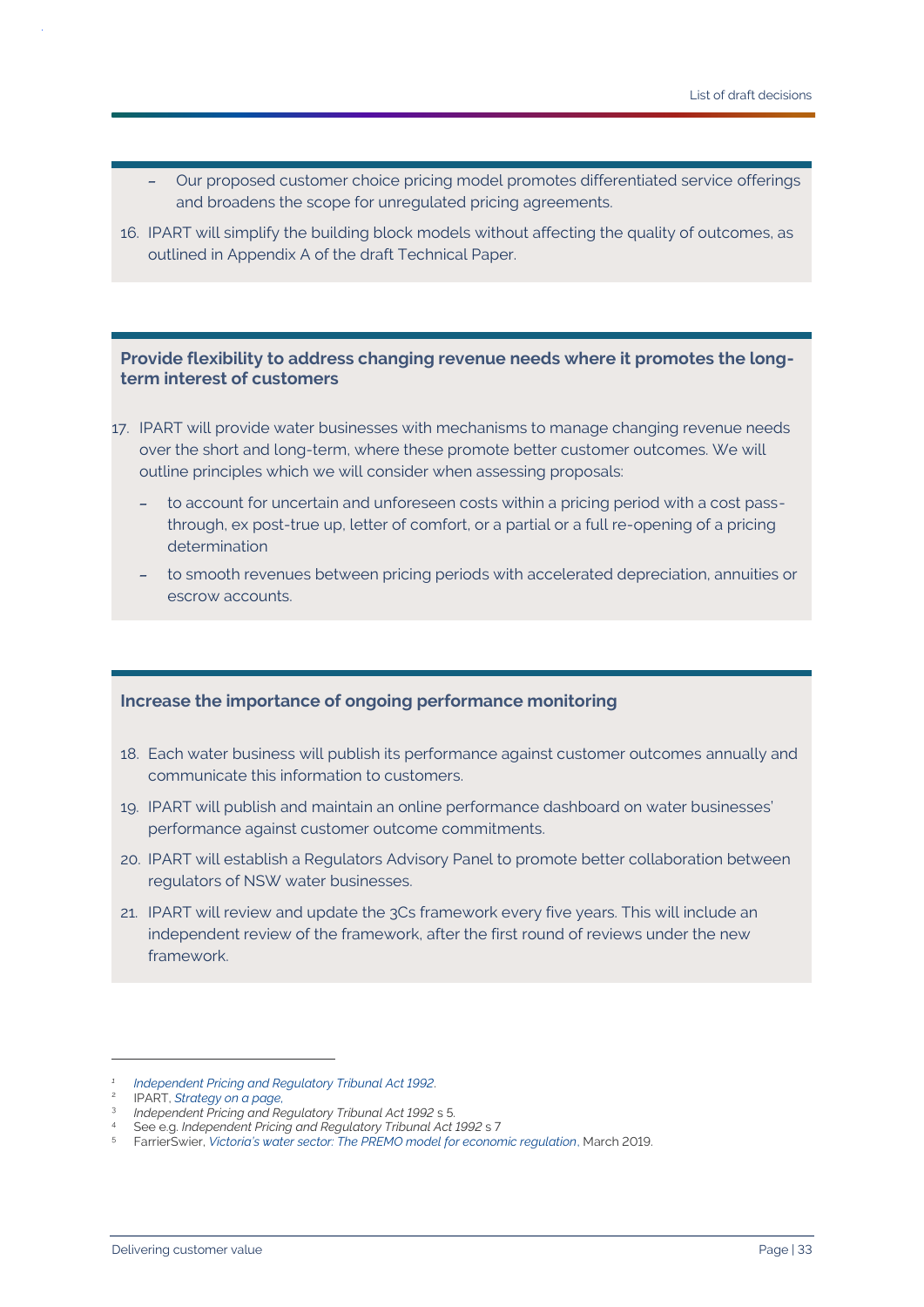- Our proposed customer choice pricing model promotes differentiated service offerings and broadens the scope for unregulated pricing agreements.

16. IPART will simplify the building block models without affecting the quality of outcomes, as outlined in Appendix A of the draft Technical Paper.

**Provide flexibility to address changing revenue needs where it promotes the long-term interest of customers**

17. IPART will provide water businesses with mechanisms to manage changing revenue needs over the short and long-term, where these promote better customer outcomes. We will outline principles which we will consider when assessing proposals:
    - to account for uncertain and unforeseen costs within a pricing period with a cost pass-through, ex post-true up, letter of comfort, or a partial or a full re-opening of a pricing determination
    - to smooth revenues between pricing periods with accelerated depreciation, annuities or escrow accounts.

**Increase the importance of ongoing performance monitoring**

18. Each water business will publish its performance against customer outcomes annually and communicate this information to customers.
19. IPART will publish and maintain an online performance dashboard on water businesses' performance against customer outcome commitments.
20. IPART will establish a Regulators Advisory Panel to promote better collaboration between regulators of NSW water businesses.
21. IPART will review and update the 3Cs framework every five years. This will include an independent review of the framework, after the first round of reviews under the new framework.

---

[1] *Independent Pricing and Regulatory Tribunal Act 1992*.
[2] IPART, *Strategy on a page*.
[3] *Independent Pricing and Regulatory Tribunal Act 1992* s 5.
[4] See e.g. *Independent Pricing and Regulatory Tribunal Act 1992* s 7
[5] FarrierSwier, *Victoria's water sector: The PREMO model for economic regulation*, March 2019.